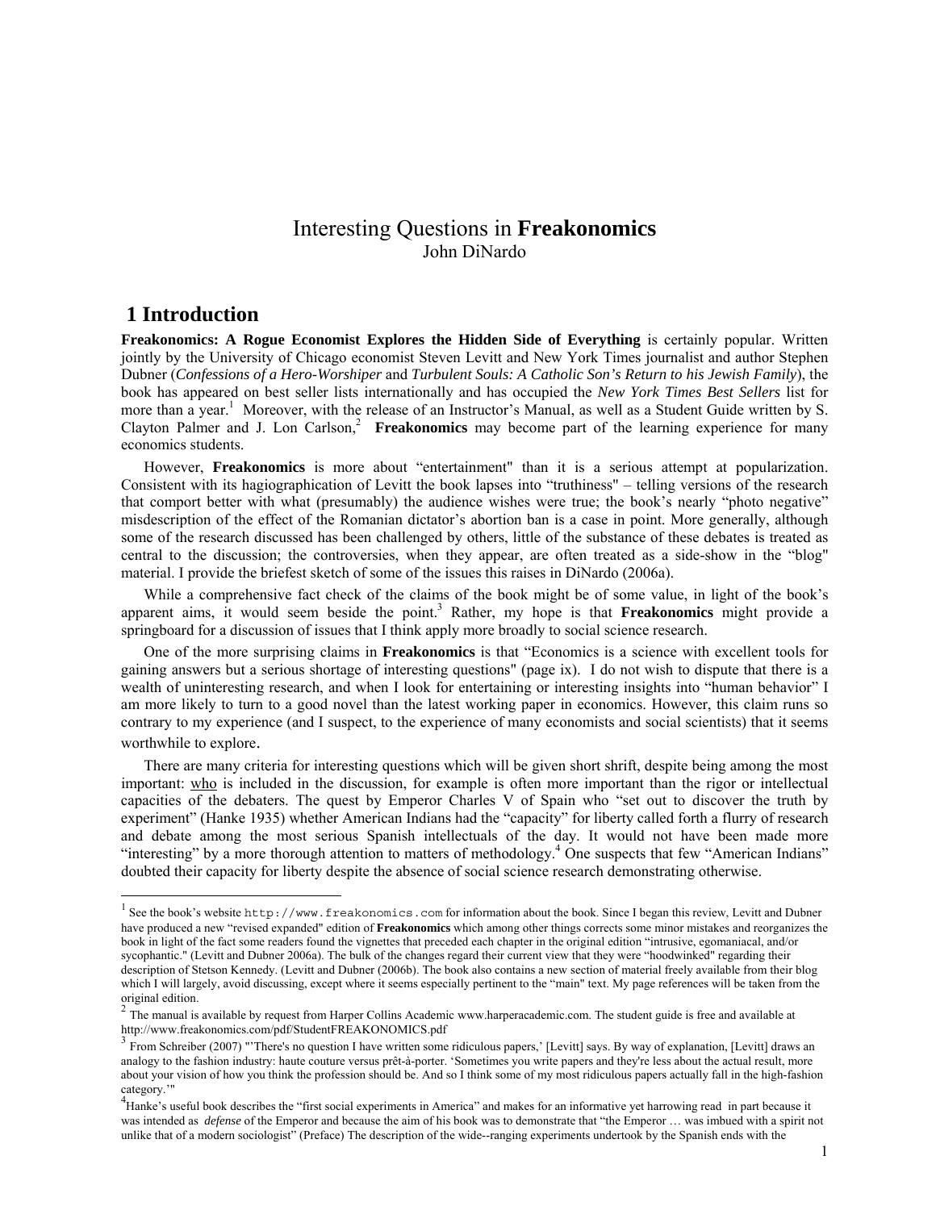# Interesting Questions in **Freakonomics**

John DiNardo

## 1 Introduction

**Freakonomics: A Rogue Economist Explores the Hidden Side of Everything** is certainly popular. Written jointly by the University of Chicago economist Steven Levitt and New York Times journalist and author Stephen Dubner (*Confessions of a Hero-Worshiper* and *Turbulent Souls: A Catholic Son's Return to his Jewish Family*), the book has appeared on best seller lists internationally and has occupied the *New York Times Best Sellers* list for more than a year.[1] Moreover, with the release of an Instructor's Manual, as well as a Student Guide written by S. Clayton Palmer and J. Lon Carlson,[2] **Freakonomics** may become part of the learning experience for many economics students.

However, **Freakonomics** is more about "entertainment" than it is a serious attempt at popularization. Consistent with its hagiographication of Levitt the book lapses into "truthiness" – telling versions of the research that comport better with what (presumably) the audience wishes were true; the book's nearly "photo negative" misdescription of the effect of the Romanian dictator's abortion ban is a case in point. More generally, although some of the research discussed has been challenged by others, little of the substance of these debates is treated as central to the discussion; the controversies, when they appear, are often treated as a side-show in the "blog" material. I provide the briefest sketch of some of the issues this raises in DiNardo (2006a).

While a comprehensive fact check of the claims of the book might be of some value, in light of the book's apparent aims, it would seem beside the point.[3] Rather, my hope is that **Freakonomics** might provide a springboard for a discussion of issues that I think apply more broadly to social science research.

One of the more surprising claims in **Freakonomics** is that "Economics is a science with excellent tools for gaining answers but a serious shortage of interesting questions" (page ix). I do not wish to dispute that there is a wealth of uninteresting research, and when I look for entertaining or interesting insights into "human behavior" I am more likely to turn to a good novel than the latest working paper in economics. However, this claim runs so contrary to my experience (and I suspect, to the experience of many economists and social scientists) that it seems worthwhile to explore.

There are many criteria for interesting questions which will be given short shrift, despite being among the most important: <u>who</u> is included in the discussion, for example is often more important than the rigor or intellectual capacities of the debaters. The quest by Emperor Charles V of Spain who "set out to discover the truth by experiment" (Hanke 1935) whether American Indians had the "capacity" for liberty called forth a flurry of research and debate among the most serious Spanish intellectuals of the day. It would not have been made more "interesting" by a more thorough attention to matters of methodology.[4] One suspects that few "American Indians" doubted their capacity for liberty despite the absence of social science research demonstrating otherwise.

---

[1] See the book's website `http://www.freakonomics.com` for information about the book. Since I began this review, Levitt and Dubner have produced a new "revised expanded" edition of **Freakonomics** which among other things corrects some minor mistakes and reorganizes the book in light of the fact some readers found the vignettes that preceded each chapter in the original edition "intrusive, egomaniacal, and/or sycophantic." (Levitt and Dubner 2006a). The bulk of the changes regard their current view that they were "hoodwinked" regarding their description of Stetson Kennedy. (Levitt and Dubner (2006b). The book also contains a new section of material freely available from their blog which I will largely, avoid discussing, except where it seems especially pertinent to the "main" text. My page references will be taken from the original edition.

[2] The manual is available by request from Harper Collins Academic www.harperacademic.com. The student guide is free and available at http://www.freakonomics.com/pdf/StudentFREAKONOMICS.pdf

[3] From Schreiber (2007) "'There's no question I have written some ridiculous papers,' [Levitt] says. By way of explanation, [Levitt] draws an analogy to the fashion industry: haute couture versus prêt-à-porter. 'Sometimes you write papers and they're less about the actual result, more about your vision of how you think the profession should be. And so I think some of my most ridiculous papers actually fall in the high-fashion category.'"

[4] Hanke's useful book describes the "first social experiments in America" and makes for an informative yet harrowing read in part because it was intended as *defense* of the Emperor and because the aim of his book was to demonstrate that "the Emperor … was imbued with a spirit not unlike that of a modern sociologist" (Preface) The description of the wide--ranging experiments undertook by the Spanish ends with the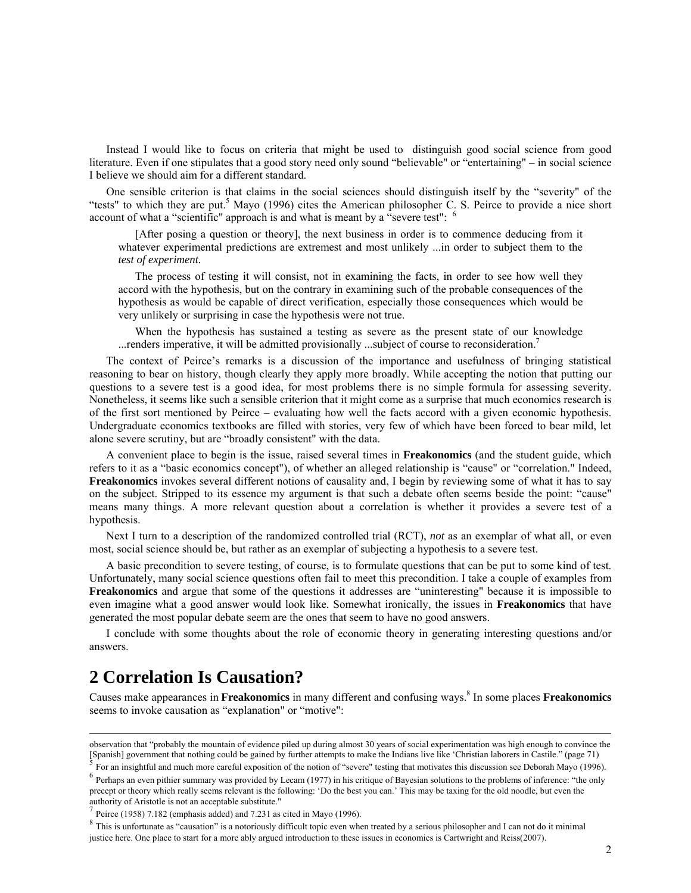Instead I would like to focus on criteria that might be used to distinguish good social science from good literature. Even if one stipulates that a good story need only sound "believable" or "entertaining" – in social science I believe we should aim for a different standard.

One sensible criterion is that claims in the social sciences should distinguish itself by the "severity" of the "tests" to which they are put.[5] Mayo (1996) cites the American philosopher C. S. Peirce to provide a nice short account of what a "scientific" approach is and what is meant by a "severe test": [6]

> [After posing a question or theory], the next business in order is to commence deducing from it whatever experimental predictions are extremest and most unlikely ...in order to subject them to the *test of experiment.*
>
> The process of testing it will consist, not in examining the facts, in order to see how well they accord with the hypothesis, but on the contrary in examining such of the probable consequences of the hypothesis as would be capable of direct verification, especially those consequences which would be very unlikely or surprising in case the hypothesis were not true.
>
> When the hypothesis has sustained a testing as severe as the present state of our knowledge ...renders imperative, it will be admitted provisionally ...subject of course to reconsideration.[7]

The context of Peirce's remarks is a discussion of the importance and usefulness of bringing statistical reasoning to bear on history, though clearly they apply more broadly. While accepting the notion that putting our questions to a severe test is a good idea, for most problems there is no simple formula for assessing severity. Nonetheless, it seems like such a sensible criterion that it might come as a surprise that much economics research is of the first sort mentioned by Peirce – evaluating how well the facts accord with a given economic hypothesis. Undergraduate economics textbooks are filled with stories, very few of which have been forced to bear mild, let alone severe scrutiny, but are "broadly consistent" with the data.

A convenient place to begin is the issue, raised several times in **Freakonomics** (and the student guide, which refers to it as a "basic economics concept"), of whether an alleged relationship is "cause" or "correlation." Indeed, **Freakonomics** invokes several different notions of causality and, I begin by reviewing some of what it has to say on the subject. Stripped to its essence my argument is that such a debate often seems beside the point: "cause" means many things. A more relevant question about a correlation is whether it provides a severe test of a hypothesis.

Next I turn to a description of the randomized controlled trial (RCT), *not* as an exemplar of what all, or even most, social science should be, but rather as an exemplar of subjecting a hypothesis to a severe test.

A basic precondition to severe testing, of course, is to formulate questions that can be put to some kind of test. Unfortunately, many social science questions often fail to meet this precondition. I take a couple of examples from **Freakonomics** and argue that some of the questions it addresses are "uninteresting" because it is impossible to even imagine what a good answer would look like. Somewhat ironically, the issues in **Freakonomics** that have generated the most popular debate seem are the ones that seem to have no good answers.

I conclude with some thoughts about the role of economic theory in generating interesting questions and/or answers.

## 2 Correlation Is Causation?

Causes make appearances in **Freakonomics** in many different and confusing ways.[8] In some places **Freakonomics** seems to invoke causation as "explanation" or "motive":

---

observation that "probably the mountain of evidence piled up during almost 30 years of social experimentation was high enough to convince the [Spanish] government that nothing could be gained by further attempts to make the Indians live like 'Christian laborers in Castile." (page 71)

[5] For an insightful and much more careful exposition of the notion of "severe" testing that motivates this discussion see Deborah Mayo (1996).

[6] Perhaps an even pithier summary was provided by Lecam (1977) in his critique of Bayesian solutions to the problems of inference: "the only precept or theory which really seems relevant is the following: 'Do the best you can.' This may be taxing for the old noodle, but even the authority of Aristotle is not an acceptable substitute."

[7] Peirce (1958) 7.182 (emphasis added) and 7.231 as cited in Mayo (1996).

[8] This is unfortunate as "causation" is a notoriously difficult topic even when treated by a serious philosopher and I can not do it minimal justice here. One place to start for a more ably argued introduction to these issues in economics is Cartwright and Reiss(2007).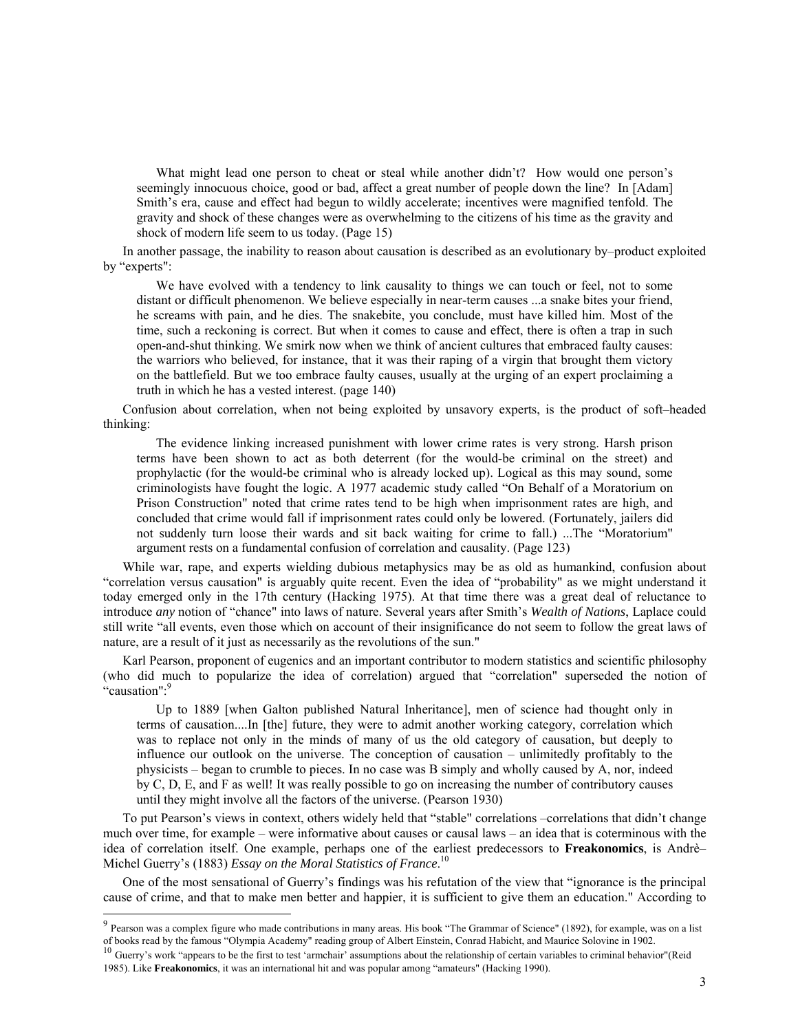> What might lead one person to cheat or steal while another didn't? How would one person's seemingly innocuous choice, good or bad, affect a great number of people down the line? In [Adam] Smith's era, cause and effect had begun to wildly accelerate; incentives were magnified tenfold. The gravity and shock of these changes were as overwhelming to the citizens of his time as the gravity and shock of modern life seem to us today. (Page 15)

In another passage, the inability to reason about causation is described as an evolutionary by–product exploited by "experts":

> We have evolved with a tendency to link causality to things we can touch or feel, not to some distant or difficult phenomenon. We believe especially in near-term causes ...a snake bites your friend, he screams with pain, and he dies. The snakebite, you conclude, must have killed him. Most of the time, such a reckoning is correct. But when it comes to cause and effect, there is often a trap in such open-and-shut thinking. We smirk now when we think of ancient cultures that embraced faulty causes: the warriors who believed, for instance, that it was their raping of a virgin that brought them victory on the battlefield. But we too embrace faulty causes, usually at the urging of an expert proclaiming a truth in which he has a vested interest. (page 140)

Confusion about correlation, when not being exploited by unsavory experts, is the product of soft–headed thinking:

> The evidence linking increased punishment with lower crime rates is very strong. Harsh prison terms have been shown to act as both deterrent (for the would-be criminal on the street) and prophylactic (for the would-be criminal who is already locked up). Logical as this may sound, some criminologists have fought the logic. A 1977 academic study called "On Behalf of a Moratorium on Prison Construction" noted that crime rates tend to be high when imprisonment rates are high, and concluded that crime would fall if imprisonment rates could only be lowered. (Fortunately, jailers did not suddenly turn loose their wards and sit back waiting for crime to fall.) ...The "Moratorium" argument rests on a fundamental confusion of correlation and causality. (Page 123)

While war, rape, and experts wielding dubious metaphysics may be as old as humankind, confusion about "correlation versus causation" is arguably quite recent. Even the idea of "probability" as we might understand it today emerged only in the 17th century (Hacking 1975). At that time there was a great deal of reluctance to introduce *any* notion of "chance" into laws of nature. Several years after Smith's *Wealth of Nations*, Laplace could still write "all events, even those which on account of their insignificance do not seem to follow the great laws of nature, are a result of it just as necessarily as the revolutions of the sun."

Karl Pearson, proponent of eugenics and an important contributor to modern statistics and scientific philosophy (who did much to popularize the idea of correlation) argued that "correlation" superseded the notion of "causation":[9]

> Up to 1889 [when Galton published Natural Inheritance], men of science had thought only in terms of causation....In [the] future, they were to admit another working category, correlation which was to replace not only in the minds of many of us the old category of causation, but deeply to influence our outlook on the universe. The conception of causation – unlimitedly profitably to the physicists – began to crumble to pieces. In no case was B simply and wholly caused by A, nor, indeed by C, D, E, and F as well! It was really possible to go on increasing the number of contributory causes until they might involve all the factors of the universe. (Pearson 1930)

To put Pearson's views in context, others widely held that "stable" correlations –correlations that didn't change much over time, for example – were informative about causes or causal laws – an idea that is coterminous with the idea of correlation itself. One example, perhaps one of the earliest predecessors to **Freakonomics**, is Andrè–Michel Guerry's (1883) *Essay on the Moral Statistics of France*.[10]

One of the most sensational of Guerry's findings was his refutation of the view that "ignorance is the principal cause of crime, and that to make men better and happier, it is sufficient to give them an education." According to

---

[9] Pearson was a complex figure who made contributions in many areas. His book "The Grammar of Science" (1892), for example, was on a list of books read by the famous "Olympia Academy" reading group of Albert Einstein, Conrad Habicht, and Maurice Solovine in 1902.

[10] Guerry's work "appears to be the first to test 'armchair' assumptions about the relationship of certain variables to criminal behavior"(Reid 1985). Like **Freakonomics**, it was an international hit and was popular among "amateurs" (Hacking 1990).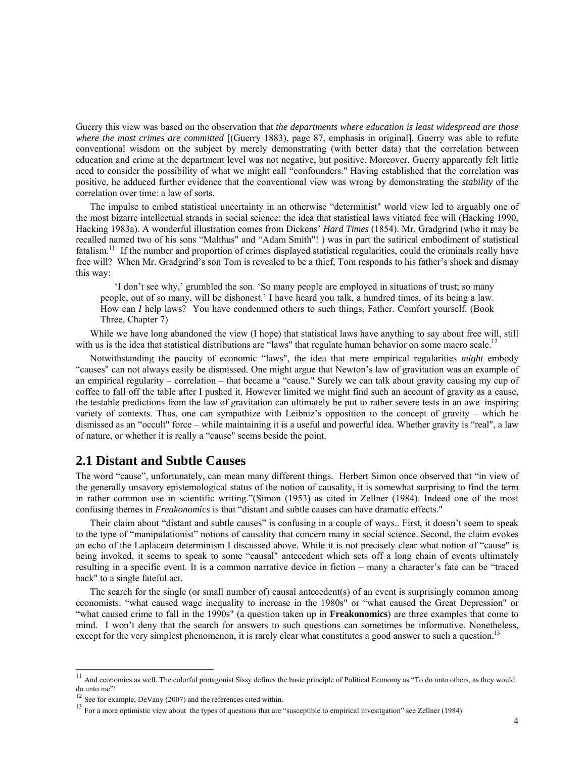Guerry this view was based on the observation that *the departments where education is least widespread are those where the most crimes are committed* [(Guerry 1883), page 87, emphasis in original]. Guerry was able to refute conventional wisdom on the subject by merely demonstrating (with better data) that the correlation between education and crime at the department level was not negative, but positive. Moreover, Guerry apparently felt little need to consider the possibility of what we might call "confounders." Having established that the correlation was positive, he adduced further evidence that the conventional view was wrong by demonstrating the *stability* of the correlation over time: a law of sorts.

The impulse to embed statistical uncertainty in an otherwise "determinist" world view led to arguably one of the most bizarre intellectual strands in social science: the idea that statistical laws vitiated free will (Hacking 1990, Hacking 1983a). A wonderful illustration comes from Dickens' *Hard Times* (1854). Mr. Gradgrind (who it may be recalled named two of his sons "Malthus" and "Adam Smith"! ) was in part the satirical embodiment of statistical fatalism.[11] If the number and proportion of crimes displayed statistical regularities, could the criminals really have free will? When Mr. Gradgrind's son Tom is revealed to be a thief, Tom responds to his father's shock and dismay this way:

> 'I don't see why,' grumbled the son. 'So many people are employed in situations of trust; so many people, out of so many, will be dishonest.' I have heard you talk, a hundred times, of its being a law. How can *I* help laws? You have condemned others to such things, Father. Comfort yourself. (Book Three, Chapter 7)

While we have long abandoned the view (I hope) that statistical laws have anything to say about free will, still with us is the idea that statistical distributions are "laws" that regulate human behavior on some macro scale.[12]

Notwithstanding the paucity of economic "laws", the idea that mere empirical regularities *might* embody "causes" can not always easily be dismissed. One might argue that Newton's law of gravitation was an example of an empirical regularity – correlation – that became a "cause." Surely we can talk about gravity causing my cup of coffee to fall off the table after I pushed it. However limited we might find such an account of gravity as a cause, the testable predictions from the law of gravitation can ultimately be put to rather severe tests in an awe–inspiring variety of contexts. Thus, one can sympathize with Leibniz's opposition to the concept of gravity – which he dismissed as an "occult" force – while maintaining it is a useful and powerful idea. Whether gravity is "real", a law of nature, or whether it is really a "cause" seems beside the point.

## 2.1 Distant and Subtle Causes

The word "cause", unfortunately, can mean many different things. Herbert Simon once observed that "in view of the generally unsavory epistemological status of the notion of causality, it is somewhat surprising to find the term in rather common use in scientific writing."(Simon (1953) as cited in Zellner (1984). Indeed one of the most confusing themes in *Freakonomics* is that "distant and subtle causes can have dramatic effects."

Their claim about "distant and subtle causes" is confusing in a couple of ways.. First, it doesn't seem to speak to the type of "manipulationist" notions of causality that concern many in social science. Second, the claim evokes an echo of the Laplacean determinism I discussed above. While it is not precisely clear what notion of "cause" is being invoked, it seems to speak to some "causal" antecedent which sets off a long chain of events ultimately resulting in a specific event. It is a common narrative device in fiction – many a character's fate can be "traced back" to a single fateful act.

The search for the single (or small number of) causal antecedent(s) of an event is surprisingly common among economists: "what caused wage inequality to increase in the 1980s" or "what caused the Great Depression" or "what caused crime to fall in the 1990s" (a question taken up in **Freakonomics**) are three examples that come to mind. I won't deny that the search for answers to such questions can sometimes be informative. Nonetheless, except for the very simplest phenomenon, it is rarely clear what constitutes a good answer to such a question.[13]

---

[11] And economics as well. The colorful protagonist Sissy defines the basic principle of Political Economy as "To do unto others, as they would do unto me"!

[12] See for example, DeVany (2007) and the references cited within.

[13] For a more optimistic view about the types of questions that are "susceptible to empirical investigation" see Zellner (1984)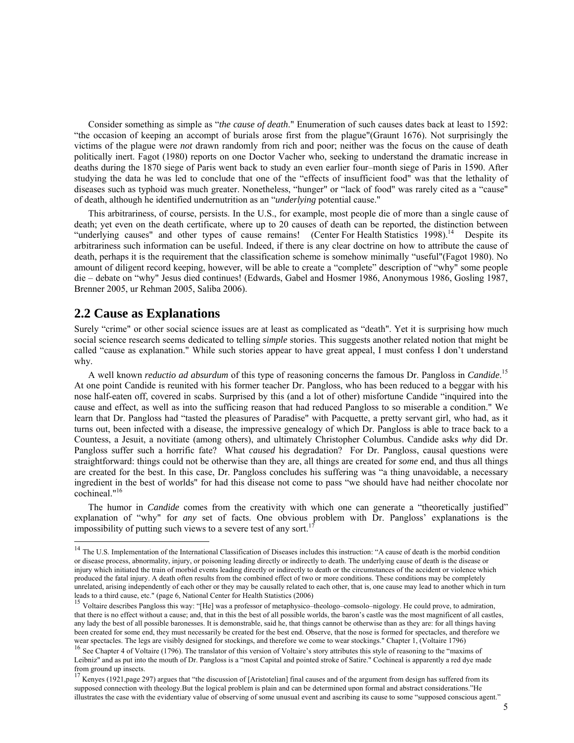Consider something as simple as "*the cause of death*." Enumeration of such causes dates back at least to 1592: "the occasion of keeping an accompt of burials arose first from the plague"(Graunt 1676). Not surprisingly the victims of the plague were *not* drawn randomly from rich and poor; neither was the focus on the cause of death politically inert. Fagot (1980) reports on one Doctor Vacher who, seeking to understand the dramatic increase in deaths during the 1870 siege of Paris went back to study an even earlier four–month siege of Paris in 1590. After studying the data he was led to conclude that one of the "effects of insufficient food" was that the lethality of diseases such as typhoid was much greater. Nonetheless, "hunger" or "lack of food" was rarely cited as a "cause" of death, although he identified undernutrition as an "*underlying* potential cause."

This arbitrariness, of course, persists. In the U.S., for example, most people die of more than a single cause of death; yet even on the death certificate, where up to 20 causes of death can be reported, the distinction between "underlying causes" and other types of cause remains! (Center For Health Statistics 1998).[14] Despite its arbitrariness such information can be useful. Indeed, if there is any clear doctrine on how to attribute the cause of death, perhaps it is the requirement that the classification scheme is somehow minimally "useful"(Fagot 1980). No amount of diligent record keeping, however, will be able to create a "complete" description of "why" some people die – debate on "why" Jesus died continues! (Edwards, Gabel and Hosmer 1986, Anonymous 1986, Gosling 1987, Brenner 2005, ur Rehman 2005, Saliba 2006).

## 2.2 Cause as Explanations

Surely "crime" or other social science issues are at least as complicated as "death". Yet it is surprising how much social science research seems dedicated to telling *simple* stories. This suggests another related notion that might be called "cause as explanation." While such stories appear to have great appeal, I must confess I don't understand why.

A well known *reductio ad absurdum* of this type of reasoning concerns the famous Dr. Pangloss in *Candide*.[15] At one point Candide is reunited with his former teacher Dr. Pangloss, who has been reduced to a beggar with his nose half-eaten off, covered in scabs. Surprised by this (and a lot of other) misfortune Candide "inquired into the cause and effect, as well as into the sufficing reason that had reduced Pangloss to so miserable a condition." We learn that Dr. Pangloss had "tasted the pleasures of Paradise" with Pacquette, a pretty servant girl, who had, as it turns out, been infected with a disease, the impressive genealogy of which Dr. Pangloss is able to trace back to a Countess, a Jesuit, a novitiate (among others), and ultimately Christopher Columbus. Candide asks *why* did Dr. Pangloss suffer such a horrific fate? What *caused* his degradation? For Dr. Pangloss, causal questions were straightforward: things could not be otherwise than they are, all things are created for *some* end, and thus all things are created for the best. In this case, Dr. Pangloss concludes his suffering was "a thing unavoidable, a necessary ingredient in the best of worlds" for had this disease not come to pass "we should have had neither chocolate nor cochineal."[16]

The humor in *Candide* comes from the creativity with which one can generate a "theoretically justified" explanation of "why" for *any* set of facts. One obvious problem with Dr. Pangloss' explanations is the impossibility of putting such views to a severe test of any sort.[17]

---

[14] The U.S. Implementation of the International Classification of Diseases includes this instruction: "A cause of death is the morbid condition or disease process, abnormality, injury, or poisoning leading directly or indirectly to death. The underlying cause of death is the disease or injury which initiated the train of morbid events leading directly or indirectly to death or the circumstances of the accident or violence which produced the fatal injury. A death often results from the combined effect of two or more conditions. These conditions may be completely unrelated, arising independently of each other or they may be causally related to each other, that is, one cause may lead to another which in turn leads to a third cause, etc." (page 6, National Center for Health Statistics (2006)

[15] Voltaire describes Pangloss this way: "[He] was a professor of metaphysico–theologo–comsolo–nigology. He could prove, to admiration, that there is no effect without a cause; and, that in this the best of all possible worlds, the baron's castle was the most magnificent of all castles, any lady the best of all possible baronesses. It is demonstrable, said he, that things cannot be otherwise than as they are: for all things having been created for some end, they must necessarily be created for the best end. Observe, that the nose is formed for spectacles, and therefore we wear spectacles. The legs are visibly designed for stockings, and therefore we come to wear stockings." Chapter 1, (Voltaire 1796)

[16] See Chapter 4 of Voltaire (1796). The translator of this version of Voltaire's story attributes this style of reasoning to the "maxims of Leibniz" and as put into the mouth of Dr. Pangloss is a "most Capital and pointed stroke of Satire." Cochineal is apparently a red dye made from ground up insects.

[17] Kenyes (1921,page 297) argues that "the discussion of [Aristotelian] final causes and of the argument from design has suffered from its supposed connection with theology.But the logical problem is plain and can be determined upon formal and abstract considerations."He illustrates the case with the evidentiary value of observing of some unusual event and ascribing its cause to some "supposed conscious agent."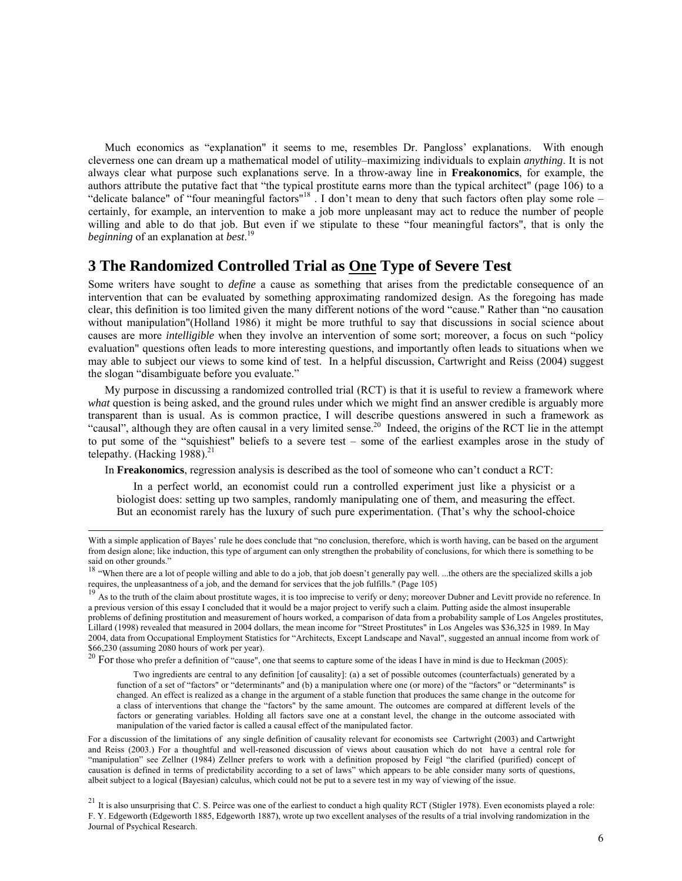Much economics as "explanation" it seems to me, resembles Dr. Pangloss' explanations. With enough cleverness one can dream up a mathematical model of utility–maximizing individuals to explain *anything*. It is not always clear what purpose such explanations serve. In a throw-away line in **Freakonomics**, for example, the authors attribute the putative fact that "the typical prostitute earns more than the typical architect" (page 106) to a "delicate balance" of "four meaningful factors"[18] . I don't mean to deny that such factors often play some role – certainly, for example, an intervention to make a job more unpleasant may act to reduce the number of people willing and able to do that job. But even if we stipulate to these "four meaningful factors", that is only the *beginning* of an explanation at *best*.[19]

## 3 The Randomized Controlled Trial as One Type of Severe Test

Some writers have sought to *define* a cause as something that arises from the predictable consequence of an intervention that can be evaluated by something approximating randomized design. As the foregoing has made clear, this definition is too limited given the many different notions of the word "cause." Rather than "no causation without manipulation"(Holland 1986) it might be more truthful to say that discussions in social science about causes are more *intelligible* when they involve an intervention of some sort; moreover, a focus on such "policy evaluation" questions often leads to more interesting questions, and importantly often leads to situations when we may able to subject our views to some kind of test. In a helpful discussion, Cartwright and Reiss (2004) suggest the slogan "disambiguate before you evaluate."

My purpose in discussing a randomized controlled trial (RCT) is that it is useful to review a framework where *what* question is being asked, and the ground rules under which we might find an answer credible is arguably more transparent than is usual. As is common practice, I will describe questions answered in such a framework as "causal", although they are often causal in a very limited sense.[20] Indeed, the origins of the RCT lie in the attempt to put some of the "squishiest" beliefs to a severe test – some of the earliest examples arose in the study of telepathy. (Hacking 1988).[21]

In **Freakonomics**, regression analysis is described as the tool of someone who can't conduct a RCT:

> In a perfect world, an economist could run a controlled experiment just like a physicist or a biologist does: setting up two samples, randomly manipulating one of them, and measuring the effect. But an economist rarely has the luxury of such pure experimentation. (That's why the school-choice

---

With a simple application of Bayes' rule he does conclude that "no conclusion, therefore, which is worth having, can be based on the argument from design alone; like induction, this type of argument can only strengthen the probability of conclusions, for which there is something to be said on other grounds."

[18] "When there are a lot of people willing and able to do a job, that job doesn't generally pay well. ...the others are the specialized skills a job requires, the unpleasantness of a job, and the demand for services that the job fulfills." (Page 105)

[19] As to the truth of the claim about prostitute wages, it is too imprecise to verify or deny; moreover Dubner and Levitt provide no reference. In a previous version of this essay I concluded that it would be a major project to verify such a claim. Putting aside the almost insuperable problems of defining prostitution and measurement of hours worked, a comparison of data from a probability sample of Los Angeles prostitutes, Lillard (1998) revealed that measured in 2004 dollars, the mean income for "Street Prostitutes" in Los Angeles was \$36,325 in 1989. In May 2004, data from Occupational Employment Statistics for "Architects, Except Landscape and Naval", suggested an annual income from work of \$66,230 (assuming 2080 hours of work per year).

[20] For those who prefer a definition of "cause", one that seems to capture some of the ideas I have in mind is due to Heckman (2005):

> Two ingredients are central to any definition [of causality]: (a) a set of possible outcomes (counterfactuals) generated by a function of a set of "factors" or "determinants" and (b) a manipulation where one (or more) of the "factors" or "determinants" is changed. An effect is realized as a change in the argument of a stable function that produces the same change in the outcome for a class of interventions that change the "factors" by the same amount. The outcomes are compared at different levels of the factors or generating variables. Holding all factors save one at a constant level, the change in the outcome associated with manipulation of the varied factor is called a causal effect of the manipulated factor.

For a discussion of the limitations of any single definition of causality relevant for economists see Cartwright (2003) and Cartwright and Reiss (2003.) For a thoughtful and well-reasoned discussion of views about causation which do not have a central role for "manipulation" see Zellner (1984) Zellner prefers to work with a definition proposed by Feigl "the clarified (purified) concept of causation is defined in terms of predictability according to a set of laws" which appears to be able consider many sorts of questions, albeit subject to a logical (Bayesian) calculus, which could not be put to a severe test in my way of viewing of the issue.

[21] It is also unsurprising that C. S. Peirce was one of the earliest to conduct a high quality RCT (Stigler 1978). Even economists played a role: F. Y. Edgeworth (Edgeworth 1885, Edgeworth 1887), wrote up two excellent analyses of the results of a trial involving randomization in the Journal of Psychical Research.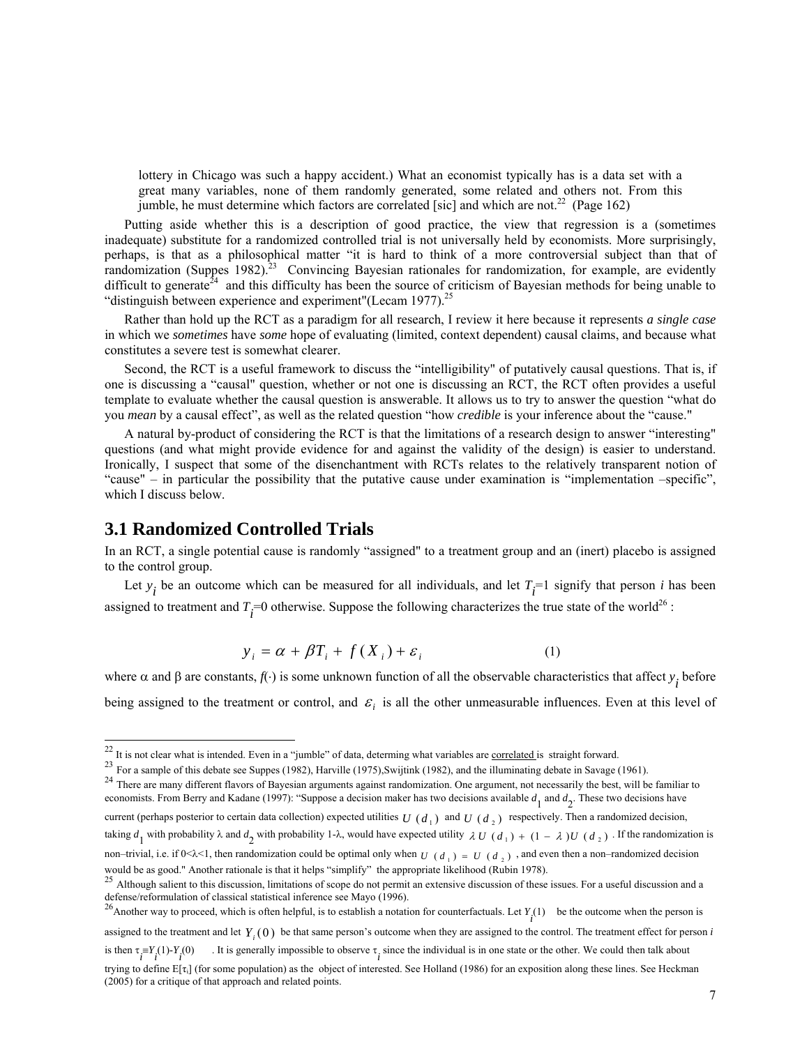> lottery in Chicago was such a happy accident.) What an economist typically has is a data set with a great many variables, none of them randomly generated, some related and others not. From this jumble, he must determine which factors are correlated [sic] and which are not.[22] (Page 162)

Putting aside whether this is a description of good practice, the view that regression is a (sometimes inadequate) substitute for a randomized controlled trial is not universally held by economists. More surprisingly, perhaps, is that as a philosophical matter "it is hard to think of a more controversial subject than that of randomization (Suppes 1982).[23] Convincing Bayesian rationales for randomization, for example, are evidently difficult to generate[24] and this difficulty has been the source of criticism of Bayesian methods for being unable to "distinguish between experience and experiment"(Lecam 1977).[25]

Rather than hold up the RCT as a paradigm for all research, I review it here because it represents *a single case* in which we *sometimes* have *some* hope of evaluating (limited, context dependent) causal claims, and because what constitutes a severe test is somewhat clearer.

Second, the RCT is a useful framework to discuss the "intelligibility" of putatively causal questions. That is, if one is discussing a "causal" question, whether or not one is discussing an RCT, the RCT often provides a useful template to evaluate whether the causal question is answerable. It allows us to try to answer the question "what do you *mean* by a causal effect", as well as the related question "how *credible* is your inference about the "cause."

A natural by-product of considering the RCT is that the limitations of a research design to answer "interesting" questions (and what might provide evidence for and against the validity of the design) is easier to understand. Ironically, I suspect that some of the disenchantment with RCTs relates to the relatively transparent notion of "cause" – in particular the possibility that the putative cause under examination is "implementation –specific", which I discuss below.

## 3.1 Randomized Controlled Trials

In an RCT, a single potential cause is randomly "assigned" to a treatment group and an (inert) placebo is assigned to the control group.

Let $y_i$ be an outcome which can be measured for all individuals, and let $T_i$=1 signify that person *i* has been assigned to treatment and $T_i$=0 otherwise. Suppose the following characterizes the true state of the world[26] :

$$y_i = \alpha + \beta T_i + f(X_i) + \varepsilon_i \qquad (1)$$

where $\alpha$ and $\beta$ are constants, $f(\cdot)$ is some unknown function of all the observable characteristics that affect $y_i$ before being assigned to the treatment or control, and $\varepsilon_i$ is all the other unmeasurable influences. Even at this level of

---

[22] It is not clear what is intended. Even in a "jumble" of data, determing what variables are correlated is straight forward.

[23] For a sample of this debate see Suppes (1982), Harville (1975),Swijtink (1982), and the illuminating debate in Savage (1961).

[24] There are many different flavors of Bayesian arguments against randomization. One argument, not necessarily the best, will be familiar to economists. From Berry and Kadane (1997): "Suppose a decision maker has two decisions available $d_1$ and $d_2$. These two decisions have current (perhaps posterior to certain data collection) expected utilities $U(d_1)$ and $U(d_2)$ respectively. Then a randomized decision, taking $d_1$ with probability $\lambda$ and $d_2$ with probability 1-$\lambda$, would have expected utility $\lambda U(d_1) + (1-\lambda)U(d_2)$. If the randomization is non–trivial, i.e. if $0<\lambda<1$, then randomization could be optimal only when $U(d_1) = U(d_2)$, and even then a non–randomized decision would be as good." Another rationale is that it helps "simplify" the appropriate likelihood (Rubin 1978).

[25] Although salient to this discussion, limitations of scope do not permit an extensive discussion of these issues. For a useful discussion and a defense/reformulation of classical statistical inference see Mayo (1996).

[26] Another way to proceed, which is often helpful, is to establish a notation for counterfactuals. Let $Y_i(1)$ be the outcome when the person is assigned to the treatment and let $Y_i(0)$ be that same person's outcome when they are assigned to the control. The treatment effect for person *i* is then $\tau_i \equiv Y_i(1)-Y_i(0)$. It is generally impossible to observe $\tau_i$ since the individual is in one state or the other. We could then talk about trying to define $E[\tau_i]$ (for some population) as the object of interested. See Holland (1986) for an exposition along these lines. See Heckman (2005) for a critique of that approach and related points.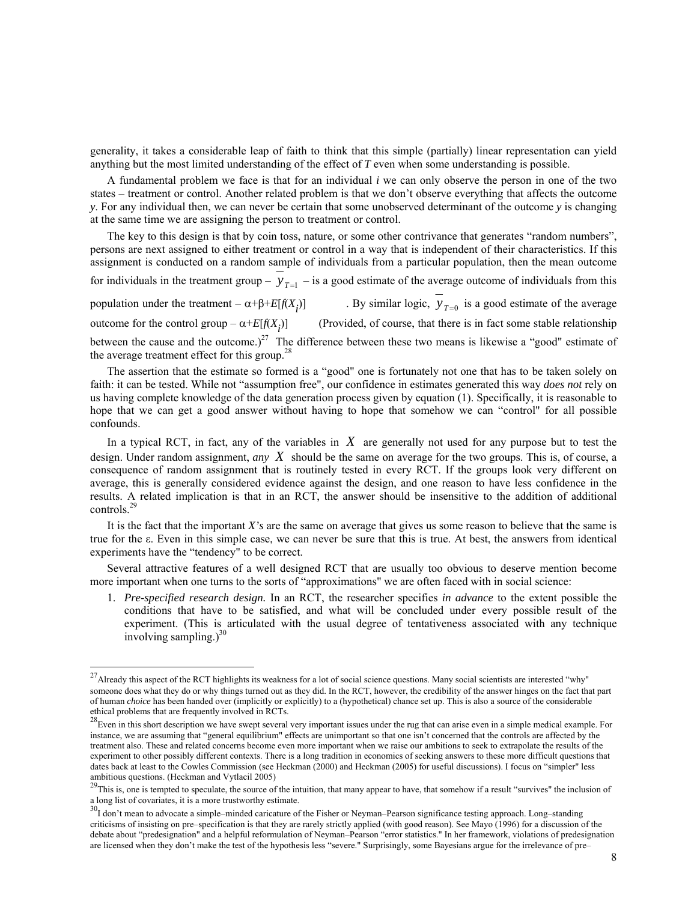generality, it takes a considerable leap of faith to think that this simple (partially) linear representation can yield anything but the most limited understanding of the effect of $T$ even when some understanding is possible.

A fundamental problem we face is that for an individual $i$ we can only observe the person in one of the two states – treatment or control. Another related problem is that we don't observe everything that affects the outcome $y$. For any individual then, we can never be certain that some unobserved determinant of the outcome $y$ is changing at the same time we are assigning the person to treatment or control.

The key to this design is that by coin toss, nature, or some other contrivance that generates "random numbers", persons are next assigned to either treatment or control in a way that is independent of their characteristics. If this assignment is conducted on a random sample of individuals from a particular population, then the mean outcome for individuals in the treatment group – $\overline{y}_{T=1}$ – is a good estimate of the average outcome of individuals from this population under the treatment – $\alpha+\beta+E[f(X_i)]$ . By similar logic, $\overline{y}_{T=0}$ is a good estimate of the average outcome for the control group – $\alpha+E[f(X_i)]$ (Provided, of course, that there is in fact some stable relationship between the cause and the outcome.)[27] The difference between these two means is likewise a "good" estimate of the average treatment effect for this group.[28]

The assertion that the estimate so formed is a "good" one is fortunately not one that has to be taken solely on faith: it can be tested. While not "assumption free", our confidence in estimates generated this way *does not* rely on us having complete knowledge of the data generation process given by equation (1). Specifically, it is reasonable to hope that we can get a good answer without having to hope that somehow we can "control" for all possible confounds.

In a typical RCT, in fact, any of the variables in $X$ are generally not used for any purpose but to test the design. Under random assignment, *any* $X$ should be the same on average for the two groups. This is, of course, a consequence of random assignment that is routinely tested in every RCT. If the groups look very different on average, this is generally considered evidence against the design, and one reason to have less confidence in the results. A related implication is that in an RCT, the answer should be insensitive to the addition of additional controls.[29]

It is the fact that the important *X's* are the same on average that gives us some reason to believe that the same is true for the $\varepsilon$. Even in this simple case, we can never be sure that this is true. At best, the answers from identical experiments have the "tendency" to be correct.

Several attractive features of a well designed RCT that are usually too obvious to deserve mention become more important when one turns to the sorts of "approximations" we are often faced with in social science:

1. *Pre-specified research design.* In an RCT, the researcher specifies *in advance* to the extent possible the conditions that have to be satisfied, and what will be concluded under every possible result of the experiment. (This is articulated with the usual degree of tentativeness associated with any technique involving sampling.)[30]

---

[27] Already this aspect of the RCT highlights its weakness for a lot of social science questions. Many social scientists are interested "why" someone does what they do or why things turned out as they did. In the RCT, however, the credibility of the answer hinges on the fact that part of human *choice* has been handed over (implicitly or explicitly) to a (hypothetical) chance set up. This is also a source of the considerable ethical problems that are frequently involved in RCTs.

[28] Even in this short description we have swept several very important issues under the rug that can arise even in a simple medical example. For instance, we are assuming that "general equilibrium" effects are unimportant so that one isn't concerned that the controls are affected by the treatment also. These and related concerns become even more important when we raise our ambitions to seek to extrapolate the results of the experiment to other possibly different contexts. There is a long tradition in economics of seeking answers to these more difficult questions that dates back at least to the Cowles Commission (see Heckman (2000) and Heckman (2005) for useful discussions). I focus on "simpler" less ambitious questions. (Heckman and Vytlacil 2005)

[29] This is, one is tempted to speculate, the source of the intuition, that many appear to have, that somehow if a result "survives" the inclusion of a long list of covariates, it is a more trustworthy estimate.

[30] I don't mean to advocate a simple–minded caricature of the Fisher or Neyman–Pearson significance testing approach. Long–standing criticisms of insisting on pre–specification is that they are rarely strictly applied (with good reason). See Mayo (1996) for a discussion of the debate about "predesignation" and a helpful reformulation of Neyman–Pearson "error statistics." In her framework, violations of predesignation are licensed when they don't make the test of the hypothesis less "severe." Surprisingly, some Bayesians argue for the irrelevance of pre–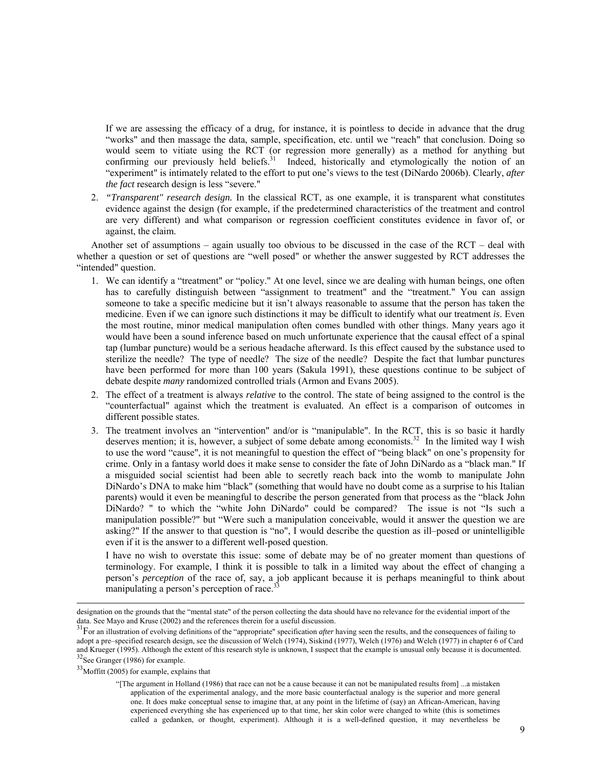If we are assessing the efficacy of a drug, for instance, it is pointless to decide in advance that the drug "works" and then massage the data, sample, specification, etc. until we "reach" that conclusion. Doing so would seem to vitiate using the RCT (or regression more generally) as a method for anything but confirming our previously held beliefs.[31] Indeed, historically and etymologically the notion of an "experiment" is intimately related to the effort to put one's views to the test (DiNardo 2006b). Clearly, *after the fact* research design is less "severe."

2. *"Transparent" research design.* In the classical RCT, as one example, it is transparent what constitutes evidence against the design (for example, if the predetermined characteristics of the treatment and control are very different) and what comparison or regression coefficient constitutes evidence in favor of, or against, the claim.

Another set of assumptions – again usually too obvious to be discussed in the case of the RCT – deal with whether a question or set of questions are "well posed" or whether the answer suggested by RCT addresses the "intended" question.

1. We can identify a "treatment" or "policy." At one level, since we are dealing with human beings, one often has to carefully distinguish between "assignment to treatment" and the "treatment." You can assign someone to take a specific medicine but it isn't always reasonable to assume that the person has taken the medicine. Even if we can ignore such distinctions it may be difficult to identify what our treatment *is*. Even the most routine, minor medical manipulation often comes bundled with other things. Many years ago it would have been a sound inference based on much unfortunate experience that the causal effect of a spinal tap (lumbar puncture) would be a serious headache afterward. Is this effect caused by the substance used to sterilize the needle? The type of needle? The size of the needle? Despite the fact that lumbar punctures have been performed for more than 100 years (Sakula 1991), these questions continue to be subject of debate despite *many* randomized controlled trials (Armon and Evans 2005).

2. The effect of a treatment is always *relative* to the control. The state of being assigned to the control is the "counterfactual" against which the treatment is evaluated. An effect is a comparison of outcomes in different possible states.

3. The treatment involves an "intervention" and/or is "manipulable". In the RCT, this is so basic it hardly deserves mention; it is, however, a subject of some debate among economists.[32] In the limited way I wish to use the word "cause", it is not meaningful to question the effect of "being black" on one's propensity for crime. Only in a fantasy world does it make sense to consider the fate of John DiNardo as a "black man." If a misguided social scientist had been able to secretly reach back into the womb to manipulate John DiNardo's DNA to make him "black" (something that would have no doubt come as a surprise to his Italian parents) would it even be meaningful to describe the person generated from that process as the "black John DiNardo? " to which the "white John DiNardo" could be compared? The issue is not "Is such a manipulation possible?" but "Were such a manipulation conceivable, would it answer the question we are asking?" If the answer to that question is "no", I would describe the question as ill–posed or unintelligible even if it is the answer to a different well-posed question.

   I have no wish to overstate this issue: some of debate may be of no greater moment than questions of terminology. For example, I think it is possible to talk in a limited way about the effect of changing a person's *perception* of the race of, say, a job applicant because it is perhaps meaningful to think about manipulating a person's perception of race.[33]

---

designation on the grounds that the "mental state" of the person collecting the data should have no relevance for the evidential import of the data. See Mayo and Kruse (2002) and the references therein for a useful discussion.

[31] For an illustration of evolving definitions of the "appropriate" specification *after* having seen the results, and the consequences of failing to adopt a pre–specified research design, see the discussion of Welch (1974), Siskind (1977), Welch (1976) and Welch (1977) in chapter 6 of Card and Krueger (1995). Although the extent of this research style is unknown, I suspect that the example is unusual only because it is documented.

[32] See Granger (1986) for example.

[33] Moffitt (2005) for example, explains that

> "[The argument in Holland (1986) that race can not be a cause because it can not be manipulated results from] ...a mistaken application of the experimental analogy, and the more basic counterfactual analogy is the superior and more general one. It does make conceptual sense to imagine that, at any point in the lifetime of (say) an African-American, having experienced everything she has experienced up to that time, her skin color were changed to white (this is sometimes called a gedanken, or thought, experiment). Although it is a well-defined question, it may nevertheless be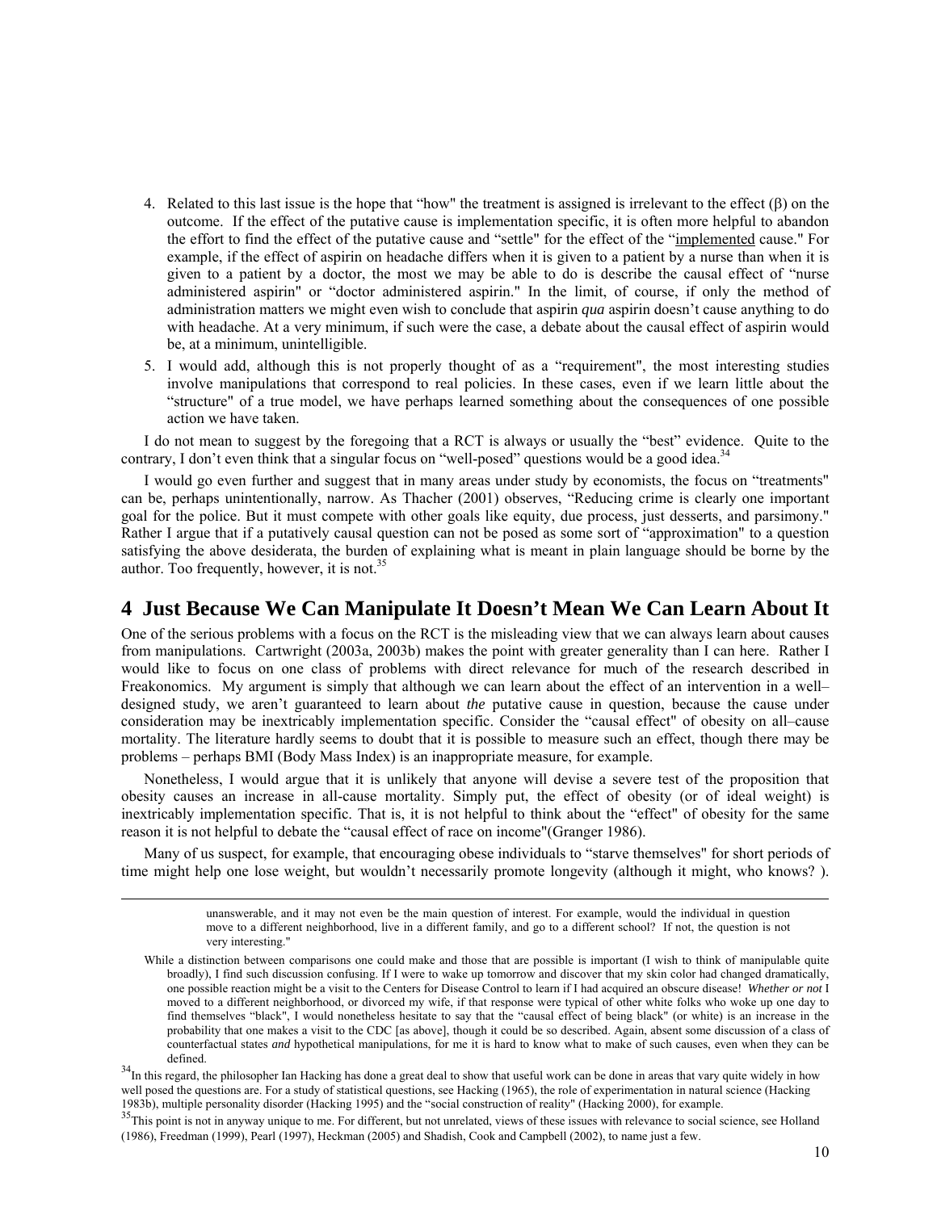4. Related to this last issue is the hope that "how" the treatment is assigned is irrelevant to the effect ($\beta$) on the outcome. If the effect of the putative cause is implementation specific, it is often more helpful to abandon the effort to find the effect of the putative cause and "settle" for the effect of the "implemented cause." For example, if the effect of aspirin on headache differs when it is given to a patient by a nurse than when it is given to a patient by a doctor, the most we may be able to do is describe the causal effect of "nurse administered aspirin" or "doctor administered aspirin." In the limit, of course, if only the method of administration matters we might even wish to conclude that aspirin *qua* aspirin doesn't cause anything to do with headache. At a very minimum, if such were the case, a debate about the causal effect of aspirin would be, at a minimum, unintelligible.
5. I would add, although this is not properly thought of as a "requirement", the most interesting studies involve manipulations that correspond to real policies. In these cases, even if we learn little about the "structure" of a true model, we have perhaps learned something about the consequences of one possible action we have taken.

I do not mean to suggest by the foregoing that a RCT is always or usually the "best" evidence. Quite to the contrary, I don't even think that a singular focus on "well-posed" questions would be a good idea.[34]

I would go even further and suggest that in many areas under study by economists, the focus on "treatments" can be, perhaps unintentionally, narrow. As Thacher (2001) observes, "Reducing crime is clearly one important goal for the police. But it must compete with other goals like equity, due process, just desserts, and parsimony." Rather I argue that if a putatively causal question can not be posed as some sort of "approximation" to a question satisfying the above desiderata, the burden of explaining what is meant in plain language should be borne by the author. Too frequently, however, it is not.[35]

## 4 Just Because We Can Manipulate It Doesn't Mean We Can Learn About It

One of the serious problems with a focus on the RCT is the misleading view that we can always learn about causes from manipulations. Cartwright (2003a, 2003b) makes the point with greater generality than I can here. Rather I would like to focus on one class of problems with direct relevance for much of the research described in Freakonomics. My argument is simply that although we can learn about the effect of an intervention in a well–designed study, we aren't guaranteed to learn about *the* putative cause in question, because the cause under consideration may be inextricably implementation specific. Consider the "causal effect" of obesity on all–cause mortality. The literature hardly seems to doubt that it is possible to measure such an effect, though there may be problems – perhaps BMI (Body Mass Index) is an inappropriate measure, for example.

Nonetheless, I would argue that it is unlikely that anyone will devise a severe test of the proposition that obesity causes an increase in all-cause mortality. Simply put, the effect of obesity (or of ideal weight) is inextricably implementation specific. That is, it is not helpful to think about the "effect" of obesity for the same reason it is not helpful to debate the "causal effect of race on income"(Granger 1986).

Many of us suspect, for example, that encouraging obese individuals to "starve themselves" for short periods of time might help one lose weight, but wouldn't necessarily promote longevity (although it might, who knows? ).

---

unanswerable, and it may not even be the main question of interest. For example, would the individual in question move to a different neighborhood, live in a different family, and go to a different school? If not, the question is not very interesting."

While a distinction between comparisons one could make and those that are possible is important (I wish to think of manipulable quite broadly), I find such discussion confusing. If I were to wake up tomorrow and discover that my skin color had changed dramatically, one possible reaction might be a visit to the Centers for Disease Control to learn if I had acquired an obscure disease! *Whether or not* I moved to a different neighborhood, or divorced my wife, if that response were typical of other white folks who woke up one day to find themselves "black", I would nonetheless hesitate to say that the "causal effect of being black" (or white) is an increase in the probability that one makes a visit to the CDC [as above], though it could be so described. Again, absent some discussion of a class of counterfactual states *and* hypothetical manipulations, for me it is hard to know what to make of such causes, even when they can be defined.

[34] In this regard, the philosopher Ian Hacking has done a great deal to show that useful work can be done in areas that vary quite widely in how well posed the questions are. For a study of statistical questions, see Hacking (1965), the role of experimentation in natural science (Hacking 1983b), multiple personality disorder (Hacking 1995) and the "social construction of reality" (Hacking 2000), for example.

[35] This point is not in anyway unique to me. For different, but not unrelated, views of these issues with relevance to social science, see Holland (1986), Freedman (1999), Pearl (1997), Heckman (2005) and Shadish, Cook and Campbell (2002), to name just a few.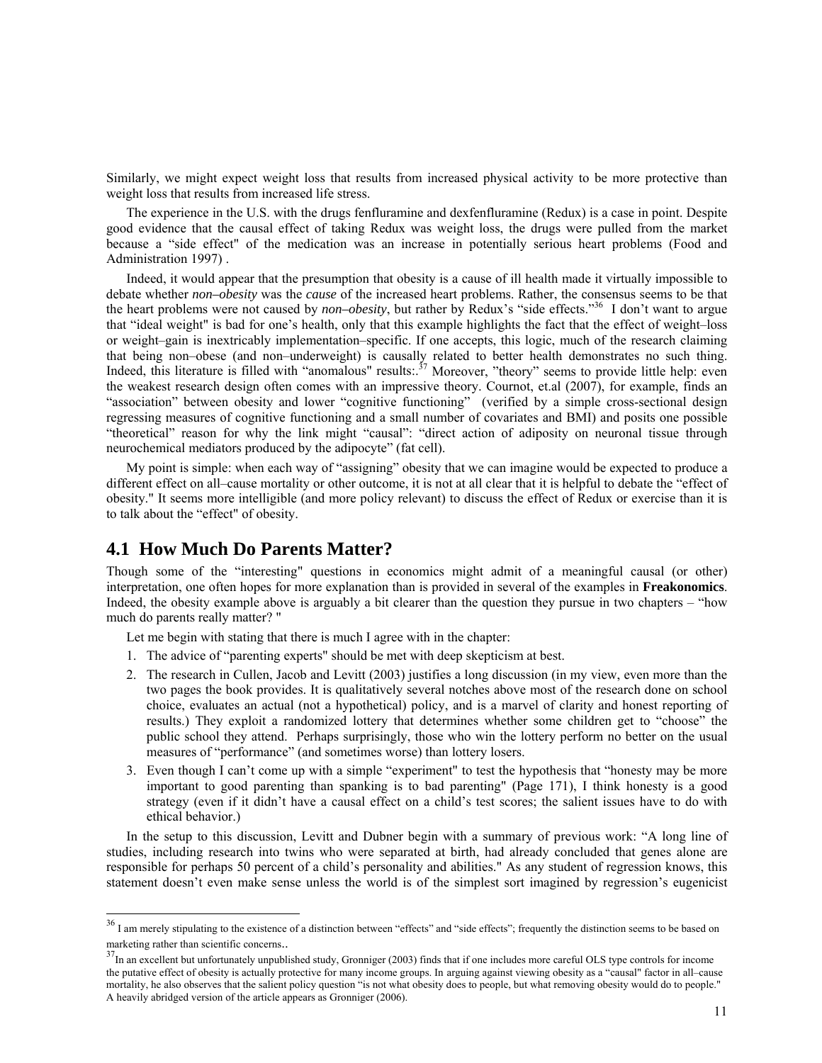Similarly, we might expect weight loss that results from increased physical activity to be more protective than weight loss that results from increased life stress.

The experience in the U.S. with the drugs fenfluramine and dexfenfluramine (Redux) is a case in point. Despite good evidence that the causal effect of taking Redux was weight loss, the drugs were pulled from the market because a "side effect" of the medication was an increase in potentially serious heart problems (Food and Administration 1997) .

Indeed, it would appear that the presumption that obesity is a cause of ill health made it virtually impossible to debate whether *non–obesity* was the *cause* of the increased heart problems. Rather, the consensus seems to be that the heart problems were not caused by *non–obesity*, but rather by Redux's "side effects."[36] I don't want to argue that "ideal weight" is bad for one's health, only that this example highlights the fact that the effect of weight–loss or weight–gain is inextricably implementation–specific. If one accepts, this logic, much of the research claiming that being non–obese (and non–underweight) is causally related to better health demonstrates no such thing. Indeed, this literature is filled with "anomalous" results:.[37] Moreover, "theory" seems to provide little help: even the weakest research design often comes with an impressive theory. Cournot, et.al (2007), for example, finds an "association" between obesity and lower "cognitive functioning" (verified by a simple cross-sectional design regressing measures of cognitive functioning and a small number of covariates and BMI) and posits one possible "theoretical" reason for why the link might "causal": "direct action of adiposity on neuronal tissue through neurochemical mediators produced by the adipocyte" (fat cell).

My point is simple: when each way of "assigning" obesity that we can imagine would be expected to produce a different effect on all–cause mortality or other outcome, it is not at all clear that it is helpful to debate the "effect of obesity." It seems more intelligible (and more policy relevant) to discuss the effect of Redux or exercise than it is to talk about the "effect" of obesity.

## 4.1 How Much Do Parents Matter?

Though some of the "interesting" questions in economics might admit of a meaningful causal (or other) interpretation, one often hopes for more explanation than is provided in several of the examples in **Freakonomics**. Indeed, the obesity example above is arguably a bit clearer than the question they pursue in two chapters – "how much do parents really matter? "

Let me begin with stating that there is much I agree with in the chapter:

1. The advice of "parenting experts" should be met with deep skepticism at best.
2. The research in Cullen, Jacob and Levitt (2003) justifies a long discussion (in my view, even more than the two pages the book provides. It is qualitatively several notches above most of the research done on school choice, evaluates an actual (not a hypothetical) policy, and is a marvel of clarity and honest reporting of results.) They exploit a randomized lottery that determines whether some children get to "choose" the public school they attend. Perhaps surprisingly, those who win the lottery perform no better on the usual measures of "performance" (and sometimes worse) than lottery losers.
3. Even though I can't come up with a simple "experiment" to test the hypothesis that "honesty may be more important to good parenting than spanking is to bad parenting" (Page 171), I think honesty is a good strategy (even if it didn't have a causal effect on a child's test scores; the salient issues have to do with ethical behavior.)

In the setup to this discussion, Levitt and Dubner begin with a summary of previous work: "A long line of studies, including research into twins who were separated at birth, had already concluded that genes alone are responsible for perhaps 50 percent of a child's personality and abilities." As any student of regression knows, this statement doesn't even make sense unless the world is of the simplest sort imagined by regression's eugenicist

---

[36] I am merely stipulating to the existence of a distinction between "effects" and "side effects"; frequently the distinction seems to be based on marketing rather than scientific concerns..

[37] In an excellent but unfortunately unpublished study, Gronniger (2003) finds that if one includes more careful OLS type controls for income the putative effect of obesity is actually protective for many income groups. In arguing against viewing obesity as a "causal" factor in all–cause mortality, he also observes that the salient policy question "is not what obesity does to people, but what removing obesity would do to people." A heavily abridged version of the article appears as Gronniger (2006).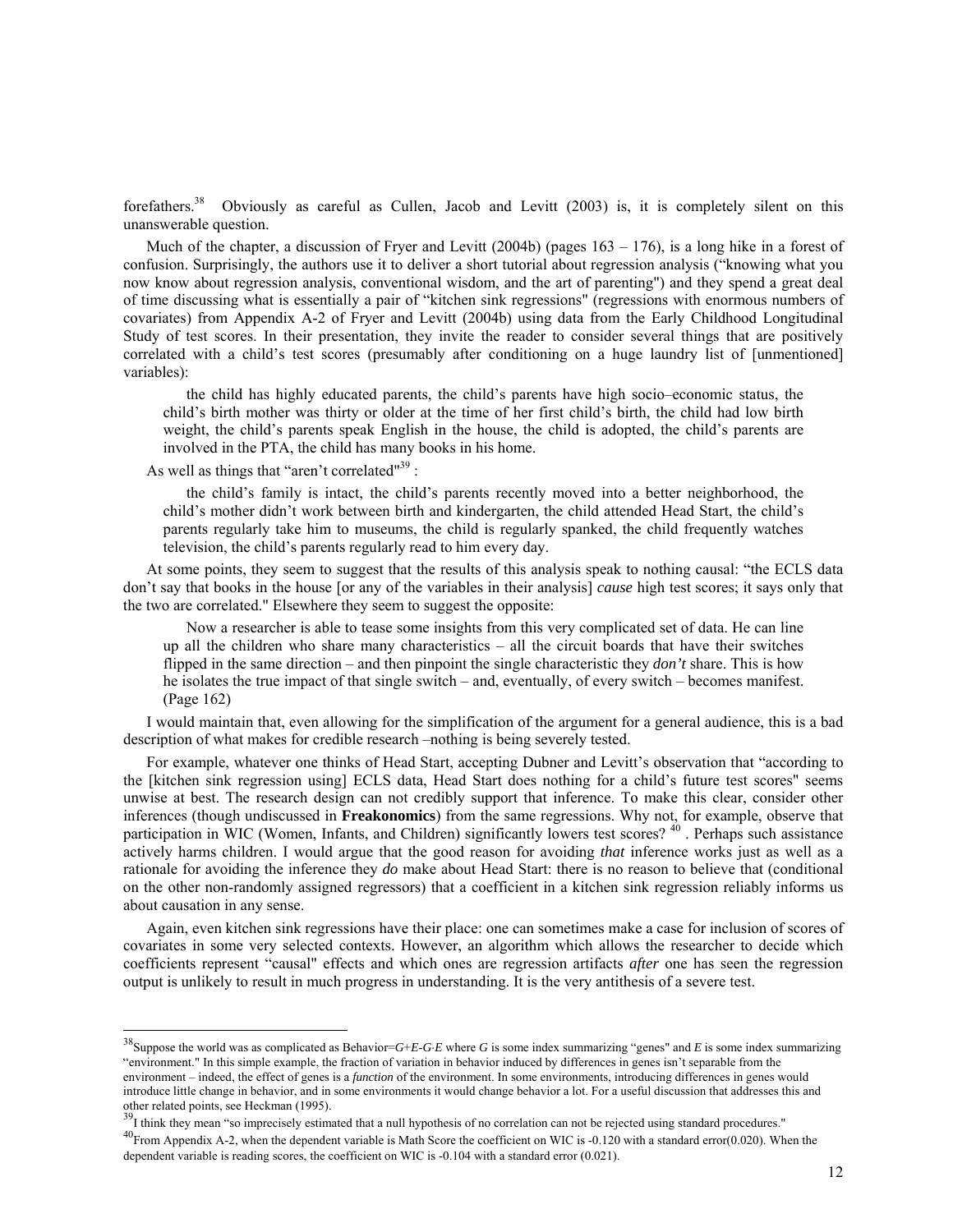forefathers.[38] Obviously as careful as Cullen, Jacob and Levitt (2003) is, it is completely silent on this unanswerable question.

Much of the chapter, a discussion of Fryer and Levitt (2004b) (pages 163 – 176), is a long hike in a forest of confusion. Surprisingly, the authors use it to deliver a short tutorial about regression analysis ("knowing what you now know about regression analysis, conventional wisdom, and the art of parenting") and they spend a great deal of time discussing what is essentially a pair of "kitchen sink regressions" (regressions with enormous numbers of covariates) from Appendix A-2 of Fryer and Levitt (2004b) using data from the Early Childhood Longitudinal Study of test scores. In their presentation, they invite the reader to consider several things that are positively correlated with a child's test scores (presumably after conditioning on a huge laundry list of [unmentioned] variables):

> the child has highly educated parents, the child's parents have high socio–economic status, the child's birth mother was thirty or older at the time of her first child's birth, the child had low birth weight, the child's parents speak English in the house, the child is adopted, the child's parents are involved in the PTA, the child has many books in his home.

As well as things that "aren't correlated"[39] :

> the child's family is intact, the child's parents recently moved into a better neighborhood, the child's mother didn't work between birth and kindergarten, the child attended Head Start, the child's parents regularly take him to museums, the child is regularly spanked, the child frequently watches television, the child's parents regularly read to him every day.

At some points, they seem to suggest that the results of this analysis speak to nothing causal: "the ECLS data don't say that books in the house [or any of the variables in their analysis] *cause* high test scores; it says only that the two are correlated." Elsewhere they seem to suggest the opposite:

> Now a researcher is able to tease some insights from this very complicated set of data. He can line up all the children who share many characteristics – all the circuit boards that have their switches flipped in the same direction – and then pinpoint the single characteristic they *don't* share. This is how he isolates the true impact of that single switch – and, eventually, of every switch – becomes manifest. (Page 162)

I would maintain that, even allowing for the simplification of the argument for a general audience, this is a bad description of what makes for credible research –nothing is being severely tested.

For example, whatever one thinks of Head Start, accepting Dubner and Levitt's observation that "according to the [kitchen sink regression using] ECLS data, Head Start does nothing for a child's future test scores" seems unwise at best. The research design can not credibly support that inference. To make this clear, consider other inferences (though undiscussed in **Freakonomics**) from the same regressions. Why not, for example, observe that participation in WIC (Women, Infants, and Children) significantly lowers test scores? [40] . Perhaps such assistance actively harms children. I would argue that the good reason for avoiding *that* inference works just as well as a rationale for avoiding the inference they *do* make about Head Start: there is no reason to believe that (conditional on the other non-randomly assigned regressors) that a coefficient in a kitchen sink regression reliably informs us about causation in any sense.

Again, even kitchen sink regressions have their place: one can sometimes make a case for inclusion of scores of covariates in some very selected contexts. However, an algorithm which allows the researcher to decide which coefficients represent "causal" effects and which ones are regression artifacts *after* one has seen the regression output is unlikely to result in much progress in understanding. It is the very antithesis of a severe test.

---

[38] Suppose the world was as complicated as Behavior=$G$+$E$-$G{\cdot}E$ where $G$ is some index summarizing "genes" and $E$ is some index summarizing "environment." In this simple example, the fraction of variation in behavior induced by differences in genes isn't separable from the environment – indeed, the effect of genes is a *function* of the environment. In some environments, introducing differences in genes would introduce little change in behavior, and in some environments it would change behavior a lot. For a useful discussion that addresses this and other related points, see Heckman (1995).

[39] I think they mean "so imprecisely estimated that a null hypothesis of no correlation can not be rejected using standard procedures."

[40] From Appendix A-2, when the dependent variable is Math Score the coefficient on WIC is -0.120 with a standard error(0.020). When the dependent variable is reading scores, the coefficient on WIC is -0.104 with a standard error (0.021).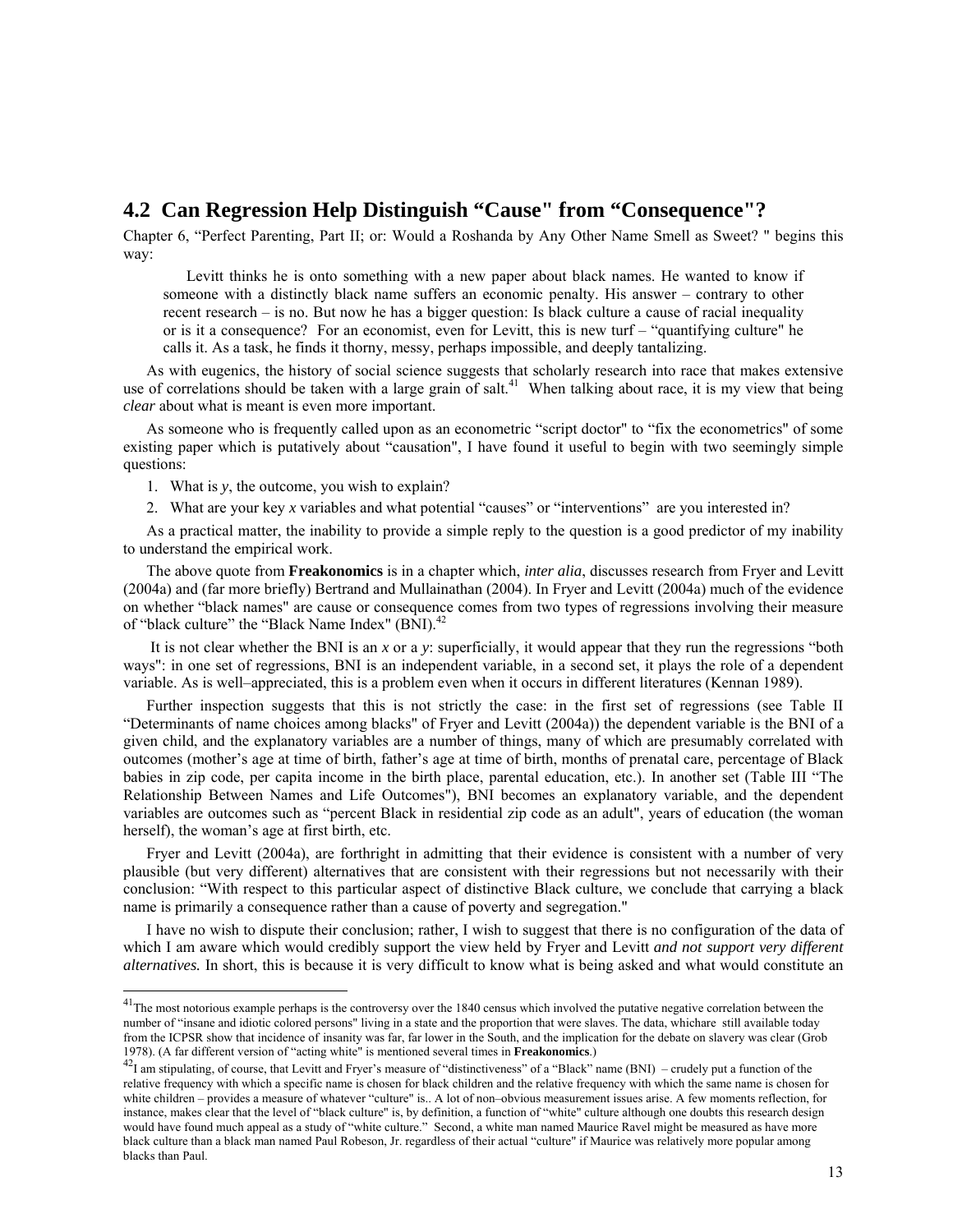## 4.2 Can Regression Help Distinguish "Cause" from "Consequence"?

Chapter 6, "Perfect Parenting, Part II; or: Would a Roshanda by Any Other Name Smell as Sweet? " begins this way:

> Levitt thinks he is onto something with a new paper about black names. He wanted to know if someone with a distinctly black name suffers an economic penalty. His answer – contrary to other recent research – is no. But now he has a bigger question: Is black culture a cause of racial inequality or is it a consequence? For an economist, even for Levitt, this is new turf – "quantifying culture" he calls it. As a task, he finds it thorny, messy, perhaps impossible, and deeply tantalizing.

As with eugenics, the history of social science suggests that scholarly research into race that makes extensive use of correlations should be taken with a large grain of salt.[41] When talking about race, it is my view that being *clear* about what is meant is even more important.

As someone who is frequently called upon as an econometric "script doctor" to "fix the econometrics" of some existing paper which is putatively about "causation", I have found it useful to begin with two seemingly simple questions:

1. What is *y*, the outcome, you wish to explain?
2. What are your key *x* variables and what potential "causes" or "interventions" are you interested in?

As a practical matter, the inability to provide a simple reply to the question is a good predictor of my inability to understand the empirical work.

The above quote from **Freakonomics** is in a chapter which, *inter alia*, discusses research from Fryer and Levitt (2004a) and (far more briefly) Bertrand and Mullainathan (2004). In Fryer and Levitt (2004a) much of the evidence on whether "black names" are cause or consequence comes from two types of regressions involving their measure of "black culture" the "Black Name Index" (BNI).[42]

It is not clear whether the BNI is an *x* or a *y*: superficially, it would appear that they run the regressions "both ways": in one set of regressions, BNI is an independent variable, in a second set, it plays the role of a dependent variable. As is well–appreciated, this is a problem even when it occurs in different literatures (Kennan 1989).

Further inspection suggests that this is not strictly the case: in the first set of regressions (see Table II "Determinants of name choices among blacks" of Fryer and Levitt (2004a)) the dependent variable is the BNI of a given child, and the explanatory variables are a number of things, many of which are presumably correlated with outcomes (mother's age at time of birth, father's age at time of birth, months of prenatal care, percentage of Black babies in zip code, per capita income in the birth place, parental education, etc.). In another set (Table III "The Relationship Between Names and Life Outcomes"), BNI becomes an explanatory variable, and the dependent variables are outcomes such as "percent Black in residential zip code as an adult", years of education (the woman herself), the woman's age at first birth, etc.

Fryer and Levitt (2004a), are forthright in admitting that their evidence is consistent with a number of very plausible (but very different) alternatives that are consistent with their regressions but not necessarily with their conclusion: "With respect to this particular aspect of distinctive Black culture, we conclude that carrying a black name is primarily a consequence rather than a cause of poverty and segregation."

I have no wish to dispute their conclusion; rather, I wish to suggest that there is no configuration of the data of which I am aware which would credibly support the view held by Fryer and Levitt *and not support very different alternatives.* In short, this is because it is very difficult to know what is being asked and what would constitute an

---

[41] The most notorious example perhaps is the controversy over the 1840 census which involved the putative negative correlation between the number of "insane and idiotic colored persons" living in a state and the proportion that were slaves. The data, whichare still available today from the ICPSR show that incidence of insanity was far, far lower in the South, and the implication for the debate on slavery was clear (Grob 1978). (A far different version of "acting white" is mentioned several times in **Freakonomics**.)

[42] I am stipulating, of course, that Levitt and Fryer's measure of "distinctiveness" of a "Black" name (BNI) – crudely put a function of the relative frequency with which a specific name is chosen for black children and the relative frequency with which the same name is chosen for white children – provides a measure of whatever "culture" is.. A lot of non–obvious measurement issues arise. A few moments reflection, for instance, makes clear that the level of "black culture" is, by definition, a function of "white" culture although one doubts this research design would have found much appeal as a study of "white culture." Second, a white man named Maurice Ravel might be measured as have more black culture than a black man named Paul Robeson, Jr. regardless of their actual "culture" if Maurice was relatively more popular among blacks than Paul.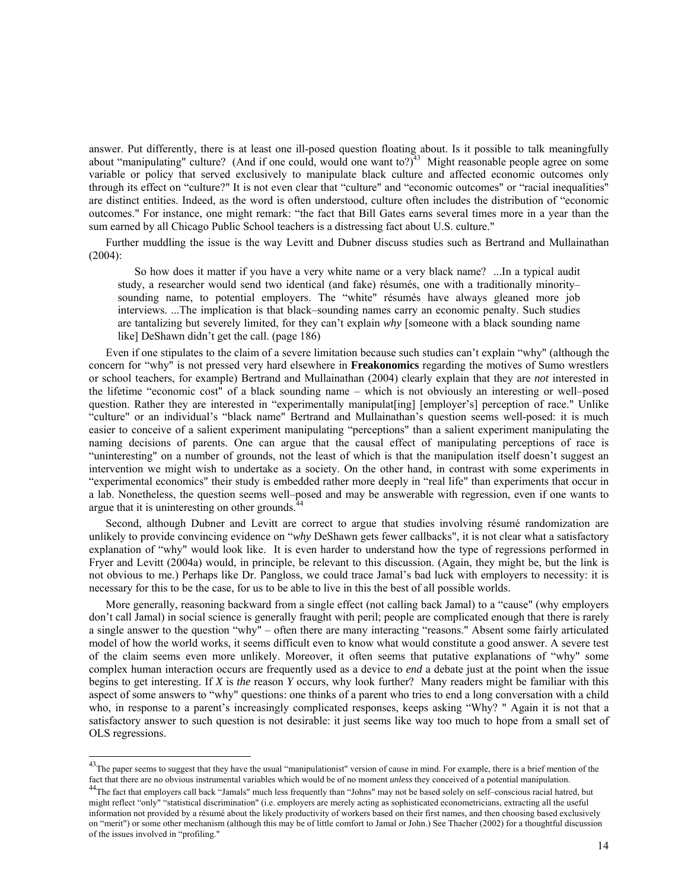answer. Put differently, there is at least one ill-posed question floating about. Is it possible to talk meaningfully about "manipulating" culture? (And if one could, would one want to?)[43] Might reasonable people agree on some variable or policy that served exclusively to manipulate black culture and affected economic outcomes only through its effect on "culture?" It is not even clear that "culture" and "economic outcomes" or "racial inequalities" are distinct entities. Indeed, as the word is often understood, culture often includes the distribution of "economic outcomes." For instance, one might remark: "the fact that Bill Gates earns several times more in a year than the sum earned by all Chicago Public School teachers is a distressing fact about U.S. culture."

Further muddling the issue is the way Levitt and Dubner discuss studies such as Bertrand and Mullainathan (2004):

> So how does it matter if you have a very white name or a very black name? ...In a typical audit study, a researcher would send two identical (and fake) résumés, one with a traditionally minority–sounding name, to potential employers. The "white" résumés have always gleaned more job interviews. ...The implication is that black–sounding names carry an economic penalty. Such studies are tantalizing but severely limited, for they can't explain *why* [someone with a black sounding name like] DeShawn didn't get the call. (page 186)

Even if one stipulates to the claim of a severe limitation because such studies can't explain "why" (although the concern for "why" is not pressed very hard elsewhere in **Freakonomics** regarding the motives of Sumo wrestlers or school teachers, for example) Bertrand and Mullainathan (2004) clearly explain that they are *not* interested in the lifetime "economic cost" of a black sounding name – which is not obviously an interesting or well–posed question. Rather they are interested in "experimentally manipulat[ing] [employer's] perception of race." Unlike "culture" or an individual's "black name" Bertrand and Mullainathan's question seems well-posed: it is much easier to conceive of a salient experiment manipulating "perceptions" than a salient experiment manipulating the naming decisions of parents. One can argue that the causal effect of manipulating perceptions of race is "uninteresting" on a number of grounds, not the least of which is that the manipulation itself doesn't suggest an intervention we might wish to undertake as a society. On the other hand, in contrast with some experiments in "experimental economics" their study is embedded rather more deeply in "real life" than experiments that occur in a lab. Nonetheless, the question seems well–posed and may be answerable with regression, even if one wants to argue that it is uninteresting on other grounds.[44]

Second, although Dubner and Levitt are correct to argue that studies involving résumé randomization are unlikely to provide convincing evidence on "*why* DeShawn gets fewer callbacks", it is not clear what a satisfactory explanation of "why" would look like. It is even harder to understand how the type of regressions performed in Fryer and Levitt (2004a) would, in principle, be relevant to this discussion. (Again, they might be, but the link is not obvious to me.) Perhaps like Dr. Pangloss, we could trace Jamal's bad luck with employers to necessity: it is necessary for this to be the case, for us to be able to live in this the best of all possible worlds.

More generally, reasoning backward from a single effect (not calling back Jamal) to a "cause" (why employers don't call Jamal) in social science is generally fraught with peril; people are complicated enough that there is rarely a single answer to the question "why" – often there are many interacting "reasons." Absent some fairly articulated model of how the world works, it seems difficult even to know what would constitute a good answer. A severe test of the claim seems even more unlikely. Moreover, it often seems that putative explanations of "why" some complex human interaction occurs are frequently used as a device to *end* a debate just at the point when the issue begins to get interesting. If *X* is *the* reason *Y* occurs, why look further? Many readers might be familiar with this aspect of some answers to "why" questions: one thinks of a parent who tries to end a long conversation with a child who, in response to a parent's increasingly complicated responses, keeps asking "Why? " Again it is not that a satisfactory answer to such question is not desirable: it just seems like way too much to hope from a small set of OLS regressions.

---

[43] The paper seems to suggest that they have the usual "manipulationist" version of cause in mind. For example, there is a brief mention of the fact that there are no obvious instrumental variables which would be of no moment *unless* they conceived of a potential manipulation.

[44] The fact that employers call back "Jamals" much less frequently than "Johns" may not be based solely on self–conscious racial hatred, but might reflect "only" "statistical discrimination" (i.e. employers are merely acting as sophisticated econometricians, extracting all the useful information not provided by a résumé about the likely productivity of workers based on their first names, and then choosing based exclusively on "merit") or some other mechanism (although this may be of little comfort to Jamal or John.) See Thacher (2002) for a thoughtful discussion of the issues involved in "profiling."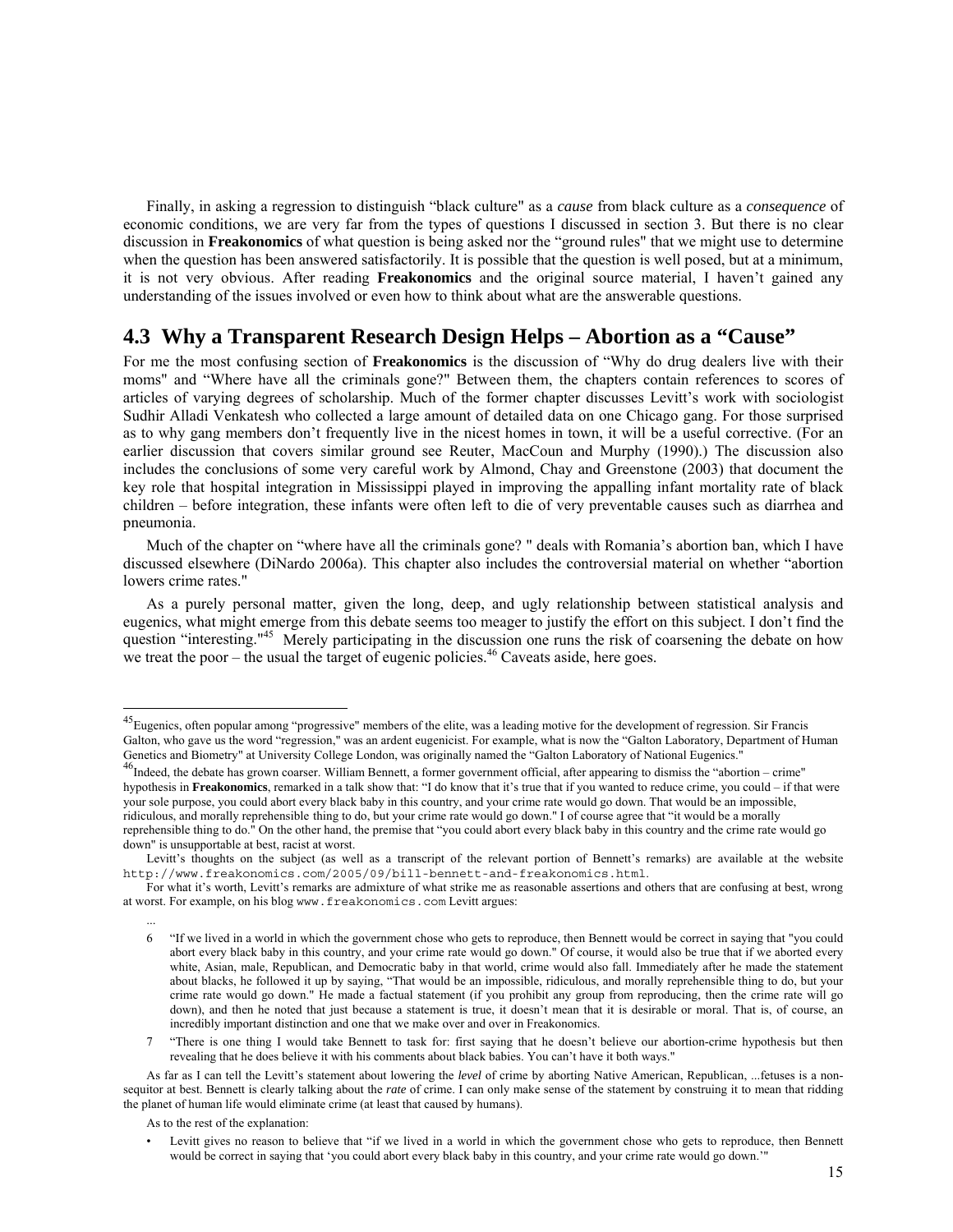Finally, in asking a regression to distinguish "black culture" as a *cause* from black culture as a *consequence* of economic conditions, we are very far from the types of questions I discussed in section 3. But there is no clear discussion in **Freakonomics** of what question is being asked nor the "ground rules" that we might use to determine when the question has been answered satisfactorily. It is possible that the question is well posed, but at a minimum, it is not very obvious. After reading **Freakonomics** and the original source material, I haven't gained any understanding of the issues involved or even how to think about what are the answerable questions.

## 4.3 Why a Transparent Research Design Helps – Abortion as a "Cause"

For me the most confusing section of **Freakonomics** is the discussion of "Why do drug dealers live with their moms" and "Where have all the criminals gone?" Between them, the chapters contain references to scores of articles of varying degrees of scholarship. Much of the former chapter discusses Levitt's work with sociologist Sudhir Alladi Venkatesh who collected a large amount of detailed data on one Chicago gang. For those surprised as to why gang members don't frequently live in the nicest homes in town, it will be a useful corrective. (For an earlier discussion that covers similar ground see Reuter, MacCoun and Murphy (1990).) The discussion also includes the conclusions of some very careful work by Almond, Chay and Greenstone (2003) that document the key role that hospital integration in Mississippi played in improving the appalling infant mortality rate of black children – before integration, these infants were often left to die of very preventable causes such as diarrhea and pneumonia.

Much of the chapter on "where have all the criminals gone? " deals with Romania's abortion ban, which I have discussed elsewhere (DiNardo 2006a). This chapter also includes the controversial material on whether "abortion lowers crime rates."

As a purely personal matter, given the long, deep, and ugly relationship between statistical analysis and eugenics, what might emerge from this debate seems too meager to justify the effort on this subject. I don't find the question "interesting."[45] Merely participating in the discussion one runs the risk of coarsening the debate on how we treat the poor – the usual the target of eugenic policies.[46] Caveats aside, here goes.

---

[45] Eugenics, often popular among "progressive" members of the elite, was a leading motive for the development of regression. Sir Francis Galton, who gave us the word "regression," was an ardent eugenicist. For example, what is now the "Galton Laboratory, Department of Human Genetics and Biometry" at University College London, was originally named the "Galton Laboratory of National Eugenics."

[46] Indeed, the debate has grown coarser. William Bennett, a former government official, after appearing to dismiss the "abortion – crime" hypothesis in **Freakonomics**, remarked in a talk show that: "I do know that it's true that if you wanted to reduce crime, you could – if that were your sole purpose, you could abort every black baby in this country, and your crime rate would go down. That would be an impossible, ridiculous, and morally reprehensible thing to do, but your crime rate would go down." I of course agree that "it would be a morally reprehensible thing to do." On the other hand, the premise that "you could abort every black baby in this country and the crime rate will go down" is unsupportable at best, racist at worst.

Levitt's thoughts on the subject (as well as a transcript of the relevant portion of Bennett's remarks) are available at the website `http://www.freakonomics.com/2005/09/bill-bennett-and-freakonomics.html`.

For what it's worth, Levitt's remarks are admixture of what strike me as reasonable assertions and others that are confusing at best, wrong at worst. For example, on his blog `www.freakonomics.com` Levitt argues:

...

6 "If we lived in a world in which the government chose who gets to reproduce, then Bennett would be correct in saying that "you could abort every black baby in this country, and your crime rate would go down." Of course, it would also be true that if we aborted every white, Asian, male, Republican, and Democratic baby in that world, crime would also fall. Immediately after he made the statement about blacks, he followed it up by saying, "That would be an impossible, ridiculous, and morally reprehensible thing to do, but your crime rate would go down." He made a factual statement (if you prohibit any group from reproducing, then the crime rate will go down), and then he noted that just because a statement is true, it doesn't mean that it is desirable or moral. That is, of course, an incredibly important distinction and one that we make over and over in Freakonomics.

7 "There is one thing I would take Bennett to task for: first saying that he doesn't believe our abortion-crime hypothesis but then revealing that he does believe it with his comments about black babies. You can't have it both ways."

As far as I can tell the Levitt's statement about lowering the *level* of crime by aborting Native American, Republican, ...fetuses is a non-sequitor at best. Bennett is clearly talking about the *rate* of crime. I can only make sense of the statement by construing it to mean that ridding the planet of human life would eliminate crime (at least that caused by humans).

As to the rest of the explanation:

- Levitt gives no reason to believe that "if we lived in a world in which the government chose who gets to reproduce, then Bennett would be correct in saying that 'you could abort every black baby in this country, and your crime rate would go down.'"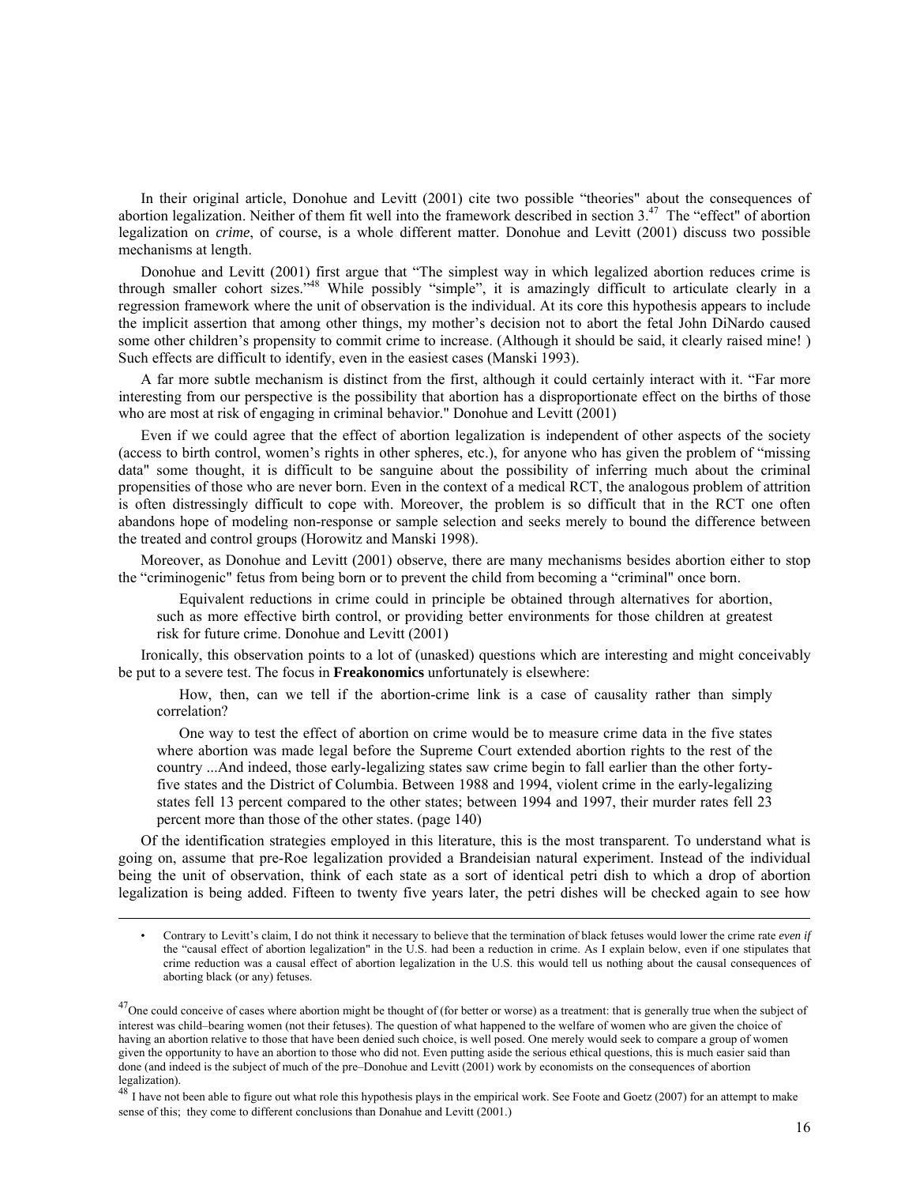In their original article, Donohue and Levitt (2001) cite two possible "theories" about the consequences of abortion legalization. Neither of them fit well into the framework described in section 3.[47] The "effect" of abortion legalization on *crime*, of course, is a whole different matter. Donohue and Levitt (2001) discuss two possible mechanisms at length.

Donohue and Levitt (2001) first argue that "The simplest way in which legalized abortion reduces crime is through smaller cohort sizes."[48] While possibly "simple", it is amazingly difficult to articulate clearly in a regression framework where the unit of observation is the individual. At its core this hypothesis appears to include the implicit assertion that among other things, my mother's decision not to abort the fetal John DiNardo caused some other children's propensity to commit crime to increase. (Although it should be said, it clearly raised mine! ) Such effects are difficult to identify, even in the easiest cases (Manski 1993).

A far more subtle mechanism is distinct from the first, although it could certainly interact with it. "Far more interesting from our perspective is the possibility that abortion has a disproportionate effect on the births of those who are most at risk of engaging in criminal behavior." Donohue and Levitt (2001)

Even if we could agree that the effect of abortion legalization is independent of other aspects of the society (access to birth control, women's rights in other spheres, etc.), for anyone who has given the problem of "missing data" some thought, it is difficult to be sanguine about the possibility of inferring much about the criminal propensities of those who are never born. Even in the context of a medical RCT, the analogous problem of attrition is often distressingly difficult to cope with. Moreover, the problem is so difficult that in the RCT one often abandons hope of modeling non-response or sample selection and seeks merely to bound the difference between the treated and control groups (Horowitz and Manski 1998).

Moreover, as Donohue and Levitt (2001) observe, there are many mechanisms besides abortion either to stop the "criminogenic" fetus from being born or to prevent the child from becoming a "criminal" once born.

> Equivalent reductions in crime could in principle be obtained through alternatives for abortion, such as more effective birth control, or providing better environments for those children at greatest risk for future crime. Donohue and Levitt (2001)

Ironically, this observation points to a lot of (unasked) questions which are interesting and might conceivably be put to a severe test. The focus in **Freakonomics** unfortunately is elsewhere:

> How, then, can we tell if the abortion-crime link is a case of causality rather than simply correlation?
>
> One way to test the effect of abortion on crime would be to measure crime data in the five states where abortion was made legal before the Supreme Court extended abortion rights to the rest of the country ...And indeed, those early-legalizing states saw crime begin to fall earlier than the other forty-five states and the District of Columbia. Between 1988 and 1994, violent crime in the early-legalizing states fell 13 percent compared to the other states; between 1994 and 1997, their murder rates fell 23 percent more than those of the other states. (page 140)

Of the identification strategies employed in this literature, this is the most transparent. To understand what is going on, assume that pre-Roe legalization provided a Brandeisian natural experiment. Instead of the individual being the unit of observation, think of each state as a sort of identical petri dish to which a drop of abortion legalization is being added. Fifteen to twenty five years later, the petri dishes will be checked again to see how

- Contrary to Levitt's claim, I do not think it necessary to believe that the termination of black fetuses would lower the crime rate *even if* the "causal effect of abortion legalization" in the U.S. had been a reduction in crime. As I explain below, even if one stipulates that crime reduction was a causal effect of abortion legalization in the U.S. this would tell us nothing about the causal consequences of aborting black (or any) fetuses.

[47] One could conceive of cases where abortion might be thought of (for better or worse) as a treatment: that is generally true when the subject of interest was child–bearing women (not their fetuses). The question of what happened to the welfare of women who are given the choice of having an abortion relative to those that have been denied such choice, is well posed. One merely would seek to compare a group of women given the opportunity to have an abortion to those who did not. Even putting aside the serious ethical questions, this is much easier said than done (and indeed is the subject of much of the pre–Donohue and Levitt (2001) work by economists on the consequences of abortion legalization).

[48] I have not been able to figure out what role this hypothesis plays in the empirical work. See Foote and Goetz (2007) for an attempt to make sense of this; they come to different conclusions than Donahue and Levitt (2001.)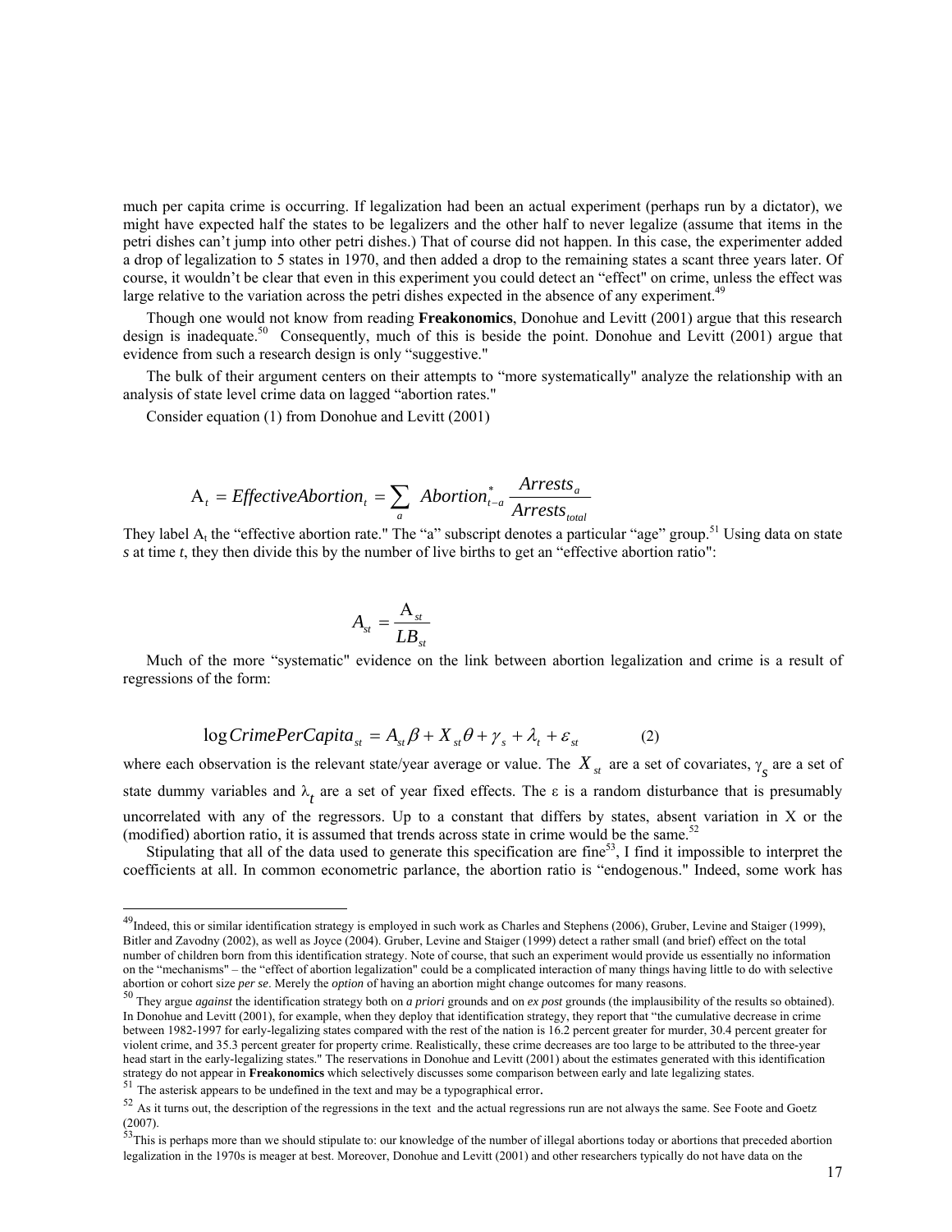much per capita crime is occurring. If legalization had been an actual experiment (perhaps run by a dictator), we might have expected half the states to be legalizers and the other half to never legalize (assume that items in the petri dishes can't jump into other petri dishes.) That of course did not happen. In this case, the experimenter added a drop of legalization to 5 states in 1970, and then added a drop to the remaining states a scant three years later. Of course, it wouldn't be clear that even in this experiment you could detect an "effect" on crime, unless the effect was large relative to the variation across the petri dishes expected in the absence of any experiment.[49]

Though one would not know from reading **Freakonomics**, Donohue and Levitt (2001) argue that this research design is inadequate.[50] Consequently, much of this is beside the point. Donohue and Levitt (2001) argue that evidence from such a research design is only "suggestive."

The bulk of their argument centers on their attempts to "more systematically" analyze the relationship with an analysis of state level crime data on lagged "abortion rates."

Consider equation (1) from Donohue and Levitt (2001)

$$\mathrm{A}_t = EffectiveAbortion_t = \sum_a Abortion^*_{t-a} \frac{Arrests_a}{Arrests_{total}}$$

They label $\mathrm{A}_t$ the "effective abortion rate." The "a" subscript denotes a particular "age" group.[51] Using data on state *s* at time *t*, they then divide this by the number of live births to get an "effective abortion ratio":

$$A_{st} = \frac{\mathrm{A}_{st}}{LB_{st}}$$

Much of the more "systematic" evidence on the link between abortion legalization and crime is a result of regressions of the form:

$$\log CrimePerCapita_{st} = A_{st}\beta + X_{st}\theta + \gamma_s + \lambda_t + \varepsilon_{st} \qquad (2)$$

where each observation is the relevant state/year average or value. The $X_{st}$ are a set of covariates, $\gamma_s$ are a set of state dummy variables and $\lambda_t$ are a set of year fixed effects. The $\varepsilon$ is a random disturbance that is presumably uncorrelated with any of the regressors. Up to a constant that differs by states, absent variation in X or the (modified) abortion ratio, it is assumed that trends across state in crime would be the same.[52]

Stipulating that all of the data used to generate this specification are fine[53], I find it impossible to interpret the coefficients at all. In common econometric parlance, the abortion ratio is "endogenous." Indeed, some work has

---

[49] Indeed, this or similar identification strategy is employed in such work as Charles and Stephens (2006), Gruber, Levine and Staiger (1999), Bitler and Zavodny (2002), as well as Joyce (2004). Gruber, Levine and Staiger (1999) detect a rather small (and brief) effect on the total number of children born from this identification strategy. Note of course, that such an experiment would provide us essentially no information on the "mechanisms" – the "effect of abortion legalization" could be a complicated interaction of many things having little to do with selective abortion or cohort size *per se*. Merely the *option* of having an abortion might change outcomes for many reasons.

[50] They argue *against* the identification strategy both on *a priori* grounds and on *ex post* grounds (the implausibility of the results so obtained). In Donohue and Levitt (2001), for example, when they deploy that identification strategy, they report that "the cumulative decrease in crime between 1982-1997 for early-legalizing states compared with the rest of the nation is 16.2 percent greater for murder, 30.4 percent greater for violent crime, and 35.3 percent greater for property crime. Realistically, these crime decreases are too large to be attributed to the three-year head start in the early-legalizing states." The reservations in Donohue and Levitt (2001) about the estimates generated with this identification strategy do not appear in **Freakonomics** which selectively discusses some comparison between early and late legalizing states.

[51] The asterisk appears to be undefined in the text and may be a typographical error.

[52] As it turns out, the description of the regressions in the text and the actual regressions run are not always the same. See Foote and Goetz (2007).

[53] This is perhaps more than we should stipulate to: our knowledge of the number of illegal abortions today or abortions that preceded abortion legalization in the 1970s is meager at best. Moreover, Donohue and Levitt (2001) and other researchers typically do not have data on the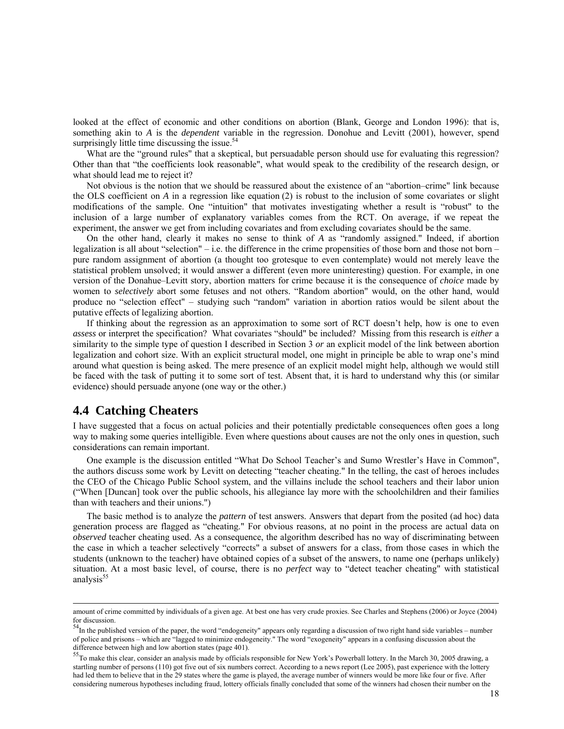looked at the effect of economic and other conditions on abortion (Blank, George and London 1996): that is, something akin to *A* is the *dependent* variable in the regression. Donohue and Levitt (2001), however, spend surprisingly little time discussing the issue.[54]

What are the "ground rules" that a skeptical, but persuadable person should use for evaluating this regression? Other than that "the coefficients look reasonable", what would speak to the credibility of the research design, or what should lead me to reject it?

Not obvious is the notion that we should be reassured about the existence of an "abortion–crime" link because the OLS coefficient on *A* in a regression like equation (2) is robust to the inclusion of some covariates or slight modifications of the sample. One "intuition" that motivates investigating whether a result is "robust" to the inclusion of a large number of explanatory variables comes from the RCT. On average, if we repeat the experiment, the answer we get from including covariates and from excluding covariates should be the same.

On the other hand, clearly it makes no sense to think of *A* as "randomly assigned." Indeed, if abortion legalization is all about "selection" – i.e. the difference in the crime propensities of those born and those not born – pure random assignment of abortion (a thought too grotesque to even contemplate) would not merely leave the statistical problem unsolved; it would answer a different (even more uninteresting) question. For example, in one version of the Donahue–Levitt story, abortion matters for crime because it is the consequence of *choice* made by women to *selectively* abort some fetuses and not others. "Random abortion" would, on the other hand, would produce no "selection effect" – studying such "random" variation in abortion ratios would be silent about the putative effects of legalizing abortion.

If thinking about the regression as an approximation to some sort of RCT doesn't help, how is one to even *assess* or interpret the specification? What covariates "should" be included? Missing from this research is *either* a similarity to the simple type of question I described in Section 3 *or* an explicit model of the link between abortion legalization and cohort size. With an explicit structural model, one might in principle be able to wrap one's mind around what question is being asked. The mere presence of an explicit model might help, although we would still be faced with the task of putting it to some sort of test. Absent that, it is hard to understand why this (or similar evidence) should persuade anyone (one way or the other.)

## 4.4 Catching Cheaters

I have suggested that a focus on actual policies and their potentially predictable consequences often goes a long way to making some queries intelligible. Even where questions about causes are not the only ones in question, such considerations can remain important.

One example is the discussion entitled "What Do School Teacher's and Sumo Wrestler's Have in Common", the authors discuss some work by Levitt on detecting "teacher cheating." In the telling, the cast of heroes includes the CEO of the Chicago Public School system, and the villains include the school teachers and their labor union ("When [Duncan] took over the public schools, his allegiance lay more with the schoolchildren and their families than with teachers and their unions.")

The basic method is to analyze the *pattern* of test answers. Answers that depart from the posited (ad hoc) data generation process are flagged as "cheating." For obvious reasons, at no point in the process are actual data on *observed* teacher cheating used. As a consequence, the algorithm described has no way of discriminating between the case in which a teacher selectively "corrects" a subset of answers for a class, from those cases in which the students (unknown to the teacher) have obtained copies of a subset of the answers, to name one (perhaps unlikely) situation. At a most basic level, of course, there is no *perfect* way to "detect teacher cheating" with statistical analysis[55]

---

amount of crime committed by individuals of a given age. At best one has very crude proxies. See Charles and Stephens (2006) or Joyce (2004) for discussion.

[54] In the published version of the paper, the word "endogeneity" appears only regarding a discussion of two right hand side variables – number of police and prisons – which are "lagged to minimize endogeneity." The word "exogeneity" appears in a confusing discussion about the difference between high and low abortion states (page 401).

[55] To make this clear, consider an analysis made by officials responsible for New York's Powerball lottery. In the March 30, 2005 drawing, a startling number of persons (110) got five out of six numbers correct. According to a news report (Lee 2005), past experience with the lottery had led them to believe that in the 29 states where the game is played, the average number of winners would be more like four or five. After considering numerous hypotheses including fraud, lottery officials finally concluded that some of the winners had chosen their number on the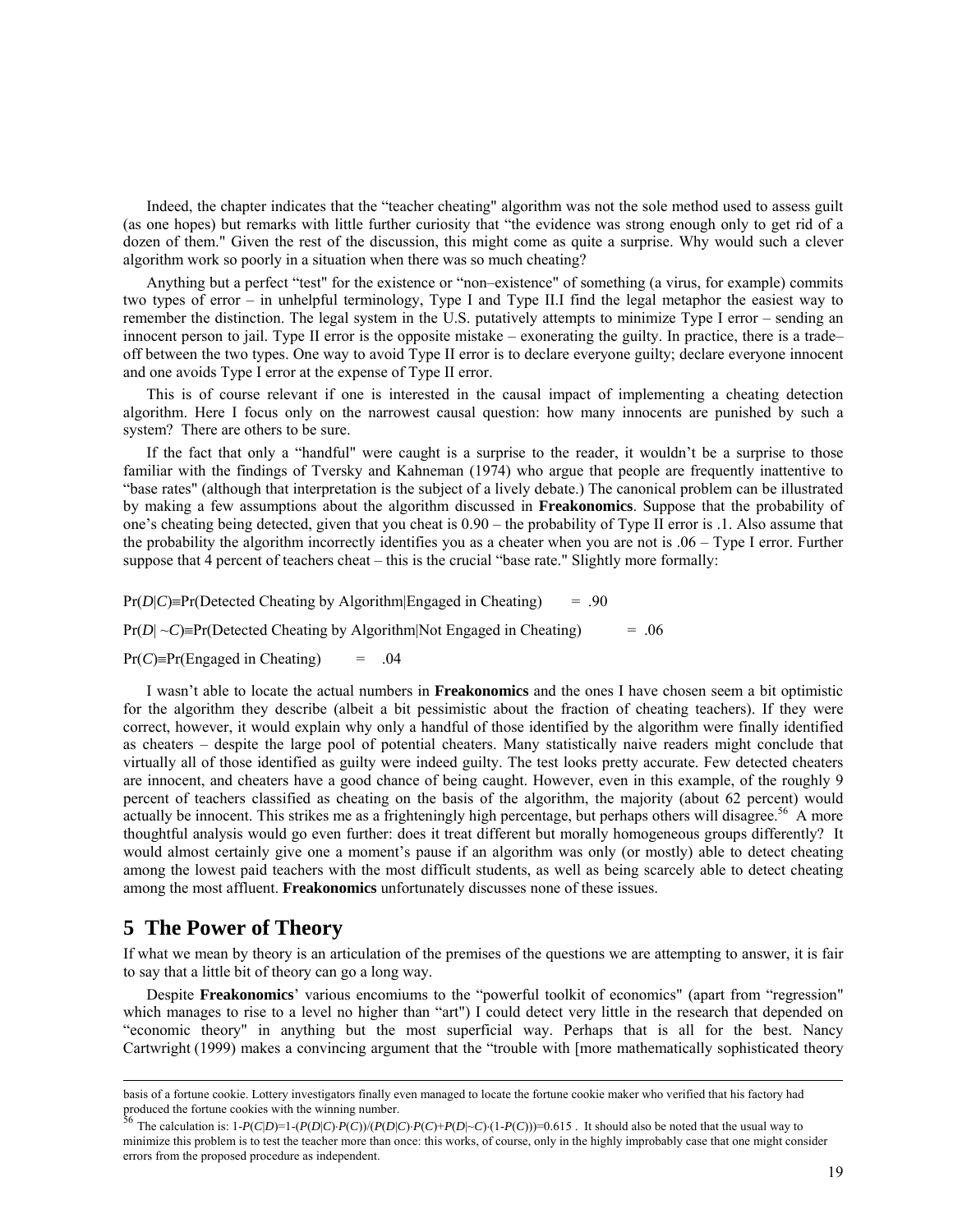Indeed, the chapter indicates that the "teacher cheating" algorithm was not the sole method used to assess guilt (as one hopes) but remarks with little further curiosity that "the evidence was strong enough only to get rid of a dozen of them." Given the rest of the discussion, this might come as quite a surprise. Why would such a clever algorithm work so poorly in a situation when there was so much cheating?

Anything but a perfect "test" for the existence or "non–existence" of something (a virus, for example) commits two types of error – in unhelpful terminology, Type I and Type II.I find the legal metaphor the easiest way to remember the distinction. The legal system in the U.S. putatively attempts to minimize Type I error – sending an innocent person to jail. Type II error is the opposite mistake – exonerating the guilty. In practice, there is a trade–off between the two types. One way to avoid Type II error is to declare everyone guilty; declare everyone innocent and one avoids Type I error at the expense of Type II error.

This is of course relevant if one is interested in the causal impact of implementing a cheating detection algorithm. Here I focus only on the narrowest causal question: how many innocents are punished by such a system? There are others to be sure.

If the fact that only a "handful" were caught is a surprise to the reader, it wouldn't be a surprise to those familiar with the findings of Tversky and Kahneman (1974) who argue that people are frequently inattentive to "base rates" (although that interpretation is the subject of a lively debate.) The canonical problem can be illustrated by making a few assumptions about the algorithm discussed in **Freakonomics**. Suppose that the probability of one's cheating being detected, given that you cheat is 0.90 – the probability of Type II error is .1. Also assume that the probability the algorithm incorrectly identifies you as a cheater when you are not is .06 – Type I error. Further suppose that 4 percent of teachers cheat – this is the crucial "base rate." Slightly more formally:

$\Pr(D|C) \equiv \Pr(\text{Detected Cheating by Algorithm}|\text{Engaged in Cheating}) = .90$

$\Pr(D|\sim C) \equiv \Pr(\text{Detected Cheating by Algorithm}|\text{Not Engaged in Cheating}) = .06$

$\Pr(C) \equiv \Pr(\text{Engaged in Cheating}) = .04$

I wasn't able to locate the actual numbers in **Freakonomics** and the ones I have chosen seem a bit optimistic for the algorithm they describe (albeit a bit pessimistic about the fraction of cheating teachers). If they were correct, however, it would explain why only a handful of those identified by the algorithm were finally identified as cheaters – despite the large pool of potential cheaters. Many statistically naive readers might conclude that virtually all of those identified as guilty were indeed guilty. The test looks pretty accurate. Few detected cheaters are innocent, and cheaters have a good chance of being caught. However, even in this example, of the roughly 9 percent of teachers classified as cheating on the basis of the algorithm, the majority (about 62 percent) would actually be innocent. This strikes me as a frighteningly high percentage, but perhaps others will disagree.[56] A more thoughtful analysis would go even further: does it treat different but morally homogeneous groups differently? It would almost certainly give one a moment's pause if an algorithm was only (or mostly) able to detect cheating among the lowest paid teachers with the most difficult students, as well as being scarcely able to detect cheating among the most affluent. **Freakonomics** unfortunately discusses none of these issues.

## 5 The Power of Theory

If what we mean by theory is an articulation of the premises of the questions we are attempting to answer, it is fair to say that a little bit of theory can go a long way.

Despite **Freakonomics**' various encomiums to the "powerful toolkit of economics" (apart from "regression" which manages to rise to a level no higher than "art") I could detect very little in the research that depended on "economic theory" in anything but the most superficial way. Perhaps that is all for the best. Nancy Cartwright (1999) makes a convincing argument that the "trouble with [more mathematically sophisticated theory

---

basis of a fortune cookie. Lottery investigators finally even managed to locate the fortune cookie maker who verified that his factory had produced the fortune cookies with the winning number.

[56] The calculation is: $1\text{-}P(C|D)=1\text{-}(P(D|C)\cdot P(C))/(P(D|C)\cdot P(C)+P(D|\sim C)\cdot(1\text{-}P(C)))=0.615$ . It should also be noted that the usual way to minimize this problem is to test the teacher more than once: this works, of course, only in the highly improbably case that one might consider errors from the proposed procedure as independent.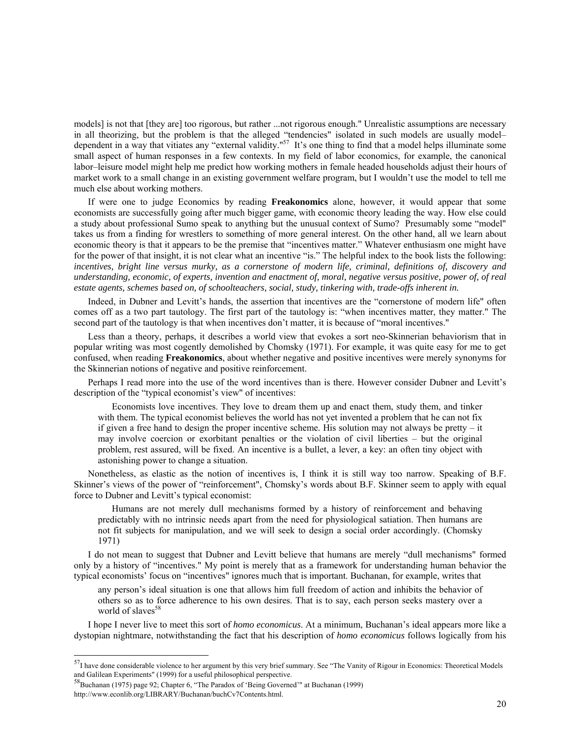models] is not that [they are] too rigorous, but rather ...not rigorous enough." Unrealistic assumptions are necessary in all theorizing, but the problem is that the alleged "tendencies" isolated in such models are usually model–dependent in a way that vitiates any "external validity."[57] It's one thing to find that a model helps illuminate some small aspect of human responses in a few contexts. In my field of labor economics, for example, the canonical labor–leisure model might help me predict how working mothers in female headed households adjust their hours of market work to a small change in an existing government welfare program, but I wouldn't use the model to tell me much else about working mothers.

If were one to judge Economics by reading **Freakonomics** alone, however, it would appear that some economists are successfully going after much bigger game, with economic theory leading the way. How else could a study about professional Sumo speak to anything but the unusual context of Sumo? Presumably some "model" takes us from a finding for wrestlers to something of more general interest. On the other hand, all we learn about economic theory is that it appears to be the premise that "incentives matter." Whatever enthusiasm one might have for the power of that insight, it is not clear what an incentive "is." The helpful index to the book lists the following: ***incentives, bright line versus murky, as a cornerstone of modern life, criminal, definitions of, discovery and understanding, economic, of experts, invention and enactment of, moral, negative versus positive, power of, of real estate agents, schemes based on, of schoolteachers, social, study, tinkering with, trade-offs inherent in.***

Indeed, in Dubner and Levitt's hands, the assertion that incentives are the "cornerstone of modern life" often comes off as a two part tautology. The first part of the tautology is: "when incentives matter, they matter." The second part of the tautology is that when incentives don't matter, it is because of "moral incentives."

Less than a theory, perhaps, it describes a world view that evokes a sort neo-Skinnerian behaviorism that in popular writing was most cogently demolished by Chomsky (1971). For example, it was quite easy for me to get confused, when reading **Freakonomics**, about whether negative and positive incentives were merely synonyms for the Skinnerian notions of negative and positive reinforcement.

Perhaps I read more into the use of the word incentives than is there. However consider Dubner and Levitt's description of the "typical economist's view" of incentives:

> Economists love incentives. They love to dream them up and enact them, study them, and tinker with them. The typical economist believes the world has not yet invented a problem that he can not fix if given a free hand to design the proper incentive scheme. His solution may not always be pretty – it may involve coercion or exorbitant penalties or the violation of civil liberties – but the original problem, rest assured, will be fixed. An incentive is a bullet, a lever, a key: an often tiny object with astonishing power to change a situation.

Nonetheless, as elastic as the notion of incentives is, I think it is still way too narrow. Speaking of B.F. Skinner's views of the power of "reinforcement", Chomsky's words about B.F. Skinner seem to apply with equal force to Dubner and Levitt's typical economist:

> Humans are not merely dull mechanisms formed by a history of reinforcement and behaving predictably with no intrinsic needs apart from the need for physiological satiation. Then humans are not fit subjects for manipulation, and we will seek to design a social order accordingly. (Chomsky 1971)

I do not mean to suggest that Dubner and Levitt believe that humans are merely "dull mechanisms" formed only by a history of "incentives." My point is merely that as a framework for understanding human behavior the typical economists' focus on "incentives" ignores much that is important. Buchanan, for example, writes that

> any person's ideal situation is one that allows him full freedom of action and inhibits the behavior of others so as to force adherence to his own desires. That is to say, each person seeks mastery over a world of slaves[58]

I hope I never live to meet this sort of *homo economicus*. At a minimum, Buchanan's ideal appears more like a dystopian nightmare, notwithstanding the fact that his description of *homo economicus* follows logically from his

---

[57] I have done considerable violence to her argument by this very brief summary. See "The Vanity of Rigour in Economics: Theoretical Models and Galilean Experiments" (1999) for a useful philosophical perspective.

[58] Buchanan (1975) page 92; Chapter 6, "The Paradox of 'Being Governed'" at Buchanan (1999) http://www.econlib.org/LIBRARY/Buchanan/buchCv7Contents.html.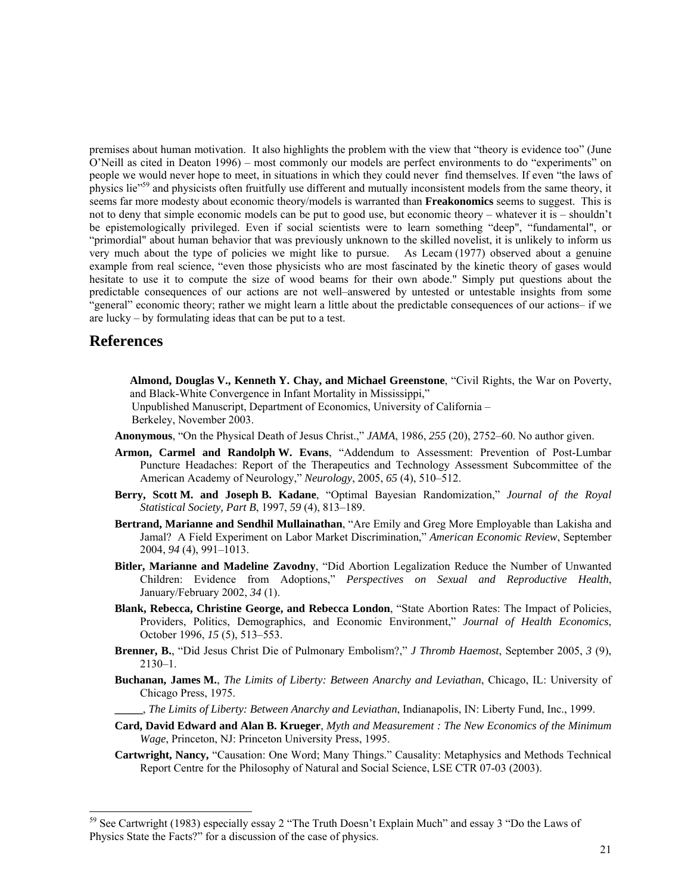premises about human motivation. It also highlights the problem with the view that "theory is evidence too" (June O'Neill as cited in Deaton 1996) – most commonly our models are perfect environments to do "experiments" on people we would never hope to meet, in situations in which they could never find themselves. If even "the laws of physics lie"[59] and physicists often fruitfully use different and mutually inconsistent models from the same theory, it seems far more modesty about economic theory/models is warranted than **Freakonomics** seems to suggest. This is not to deny that simple economic models can be put to good use, but economic theory – whatever it is – shouldn't be epistemologically privileged. Even if social scientists were to learn something "deep", "fundamental", or "primordial" about human behavior that was previously unknown to the skilled novelist, it is unlikely to inform us very much about the type of policies we might like to pursue. As Lecam (1977) observed about a genuine example from real science, "even those physicists who are most fascinated by the kinetic theory of gases would hesitate to use it to compute the size of wood beams for their own abode." Simply put questions about the predictable consequences of our actions are not well–answered by untested or untestable insights from some "general" economic theory; rather we might learn a little about the predictable consequences of our actions– if we are lucky – by formulating ideas that can be put to a test.

## References

**Almond, Douglas V., Kenneth Y. Chay, and Michael Greenstone**, "Civil Rights, the War on Poverty, and Black-White Convergence in Infant Mortality in Mississippi," Unpublished Manuscript, Department of Economics, University of California – Berkeley, November 2003.

**Anonymous**, "On the Physical Death of Jesus Christ.," *JAMA*, 1986, *255* (20), 2752–60. No author given.

**Armon, Carmel and Randolph W. Evans**, "Addendum to Assessment: Prevention of Post-Lumbar Puncture Headaches: Report of the Therapeutics and Technology Assessment Subcommittee of the American Academy of Neurology," *Neurology*, 2005, *65* (4), 510–512.

**Berry, Scott M. and Joseph B. Kadane**, "Optimal Bayesian Randomization," *Journal of the Royal Statistical Society, Part B*, 1997, *59* (4), 813–189.

**Bertrand, Marianne and Sendhil Mullainathan**, "Are Emily and Greg More Employable than Lakisha and Jamal? A Field Experiment on Labor Market Discrimination," *American Economic Review*, September 2004, *94* (4), 991–1013.

**Bitler, Marianne and Madeline Zavodny**, "Did Abortion Legalization Reduce the Number of Unwanted Children: Evidence from Adoptions," *Perspectives on Sexual and Reproductive Health*, January/February 2002, *34* (1).

**Blank, Rebecca, Christine George, and Rebecca London**, "State Abortion Rates: The Impact of Policies, Providers, Politics, Demographics, and Economic Environment," *Journal of Health Economics*, October 1996, *15* (5), 513–553.

**Brenner, B.**, "Did Jesus Christ Die of Pulmonary Embolism?," *J Thromb Haemost*, September 2005, *3* (9), 2130–1.

**Buchanan, James M.**, *The Limits of Liberty: Between Anarchy and Leviathan*, Chicago, IL: University of Chicago Press, 1975.

**\_\_\_\_\_**, *The Limits of Liberty: Between Anarchy and Leviathan*, Indianapolis, IN: Liberty Fund, Inc., 1999.

**Card, David Edward and Alan B. Krueger**, *Myth and Measurement : The New Economics of the Minimum Wage*, Princeton, NJ: Princeton University Press, 1995.

**Cartwright, Nancy,** "Causation: One Word; Many Things." Causality: Metaphysics and Methods Technical Report Centre for the Philosophy of Natural and Social Science, LSE CTR 07-03 (2003).

---

[59] See Cartwright (1983) especially essay 2 "The Truth Doesn't Explain Much" and essay 3 "Do the Laws of Physics State the Facts?" for a discussion of the case of physics.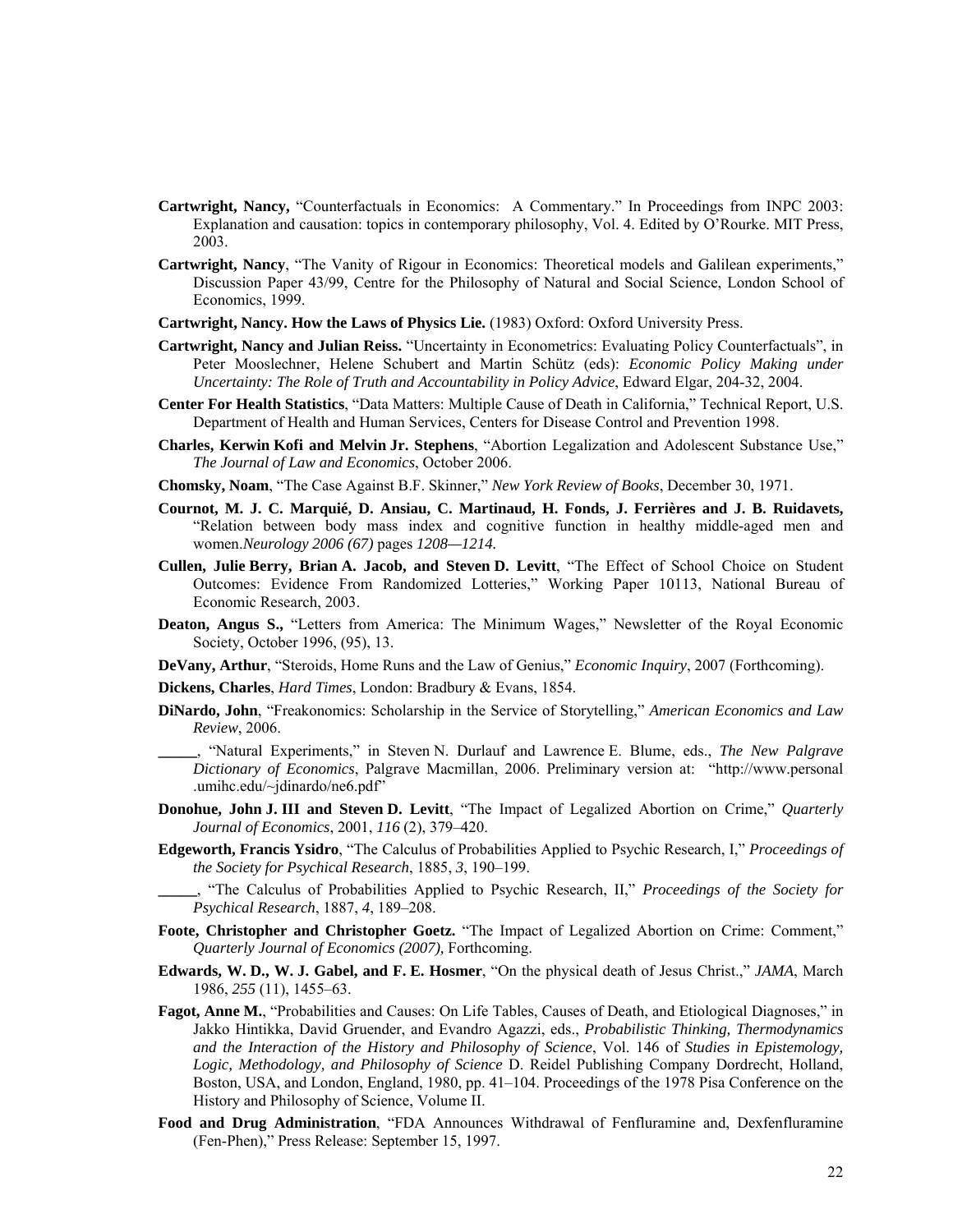**Cartwright, Nancy,** “Counterfactuals in Economics: A Commentary.” In Proceedings from INPC 2003: Explanation and causation: topics in contemporary philosophy, Vol. 4. Edited by O’Rourke. MIT Press, 2003.

**Cartwright, Nancy**, “The Vanity of Rigour in Economics: Theoretical models and Galilean experiments,” Discussion Paper 43/99, Centre for the Philosophy of Natural and Social Science, London School of Economics, 1999.

**Cartwright, Nancy. How the Laws of Physics Lie.** (1983) Oxford: Oxford University Press.

**Cartwright, Nancy and Julian Reiss.** “Uncertainty in Econometrics: Evaluating Policy Counterfactuals”, in Peter Mooslechner, Helene Schubert and Martin Schütz (eds): *Economic Policy Making under Uncertainty: The Role of Truth and Accountability in Policy Advice*, Edward Elgar, 204-32, 2004.

**Center For Health Statistics**, “Data Matters: Multiple Cause of Death in California,” Technical Report, U.S. Department of Health and Human Services, Centers for Disease Control and Prevention 1998.

**Charles, Kerwin Kofi and Melvin Jr. Stephens**, “Abortion Legalization and Adolescent Substance Use,” *The Journal of Law and Economics*, October 2006.

**Chomsky, Noam**, “The Case Against B.F. Skinner,” *New York Review of Books*, December 30, 1971.

**Cournot, M. J. C. Marquié, D. Ansiau, C. Martinaud, H. Fonds, J. Ferrières and J. B. Ruidavets,** “Relation between body mass index and cognitive function in healthy middle-aged men and women.*Neurology 2006 (67)* pages *1208—1214.*

**Cullen, Julie Berry, Brian A. Jacob, and Steven D. Levitt**, “The Effect of School Choice on Student Outcomes: Evidence From Randomized Lotteries,” Working Paper 10113, National Bureau of Economic Research, 2003.

**Deaton, Angus S.,** “Letters from America: The Minimum Wages,” Newsletter of the Royal Economic Society, October 1996, (95), 13.

**DeVany, Arthur**, “Steroids, Home Runs and the Law of Genius,” *Economic Inquiry*, 2007 (Forthcoming).

**Dickens, Charles**, *Hard Times*, London: Bradbury & Evans, 1854.

**DiNardo, John**, “Freakonomics: Scholarship in the Service of Storytelling,” *American Economics and Law Review*, 2006.

**_____**, “Natural Experiments,” in Steven N. Durlauf and Lawrence E. Blume, eds., *The New Palgrave Dictionary of Economics*, Palgrave Macmillan, 2006. Preliminary version at: “http://www.personal .umihc.edu/~jdinardo/ne6.pdf”

**Donohue, John J. III and Steven D. Levitt**, “The Impact of Legalized Abortion on Crime,” *Quarterly Journal of Economics*, 2001, *116* (2), 379–420.

**Edgeworth, Francis Ysidro**, “The Calculus of Probabilities Applied to Psychic Research, I,” *Proceedings of the Society for Psychical Research*, 1885, *3*, 190–199.

**_____**, “The Calculus of Probabilities Applied to Psychic Research, II,” *Proceedings of the Society for Psychical Research*, 1887, *4*, 189–208.

**Foote, Christopher and Christopher Goetz.** “The Impact of Legalized Abortion on Crime: Comment,” *Quarterly Journal of Economics (2007),* Forthcoming.

**Edwards, W. D., W. J. Gabel, and F. E. Hosmer**, “On the physical death of Jesus Christ.,” *JAMA*, March 1986, *255* (11), 1455–63.

**Fagot, Anne M.**, “Probabilities and Causes: On Life Tables, Causes of Death, and Etiological Diagnoses,” in Jakko Hintikka, David Gruender, and Evandro Agazzi, eds., *Probabilistic Thinking, Thermodynamics and the Interaction of the History and Philosophy of Science*, Vol. 146 of *Studies in Epistemology, Logic, Methodology, and Philosophy of Science* D. Reidel Publishing Company Dordrecht, Holland, Boston, USA, and London, England, 1980, pp. 41–104. Proceedings of the 1978 Pisa Conference on the History and Philosophy of Science, Volume II.

**Food and Drug Administration**, “FDA Announces Withdrawal of Fenfluramine and, Dexfenfluramine (Fen-Phen),” Press Release: September 15, 1997.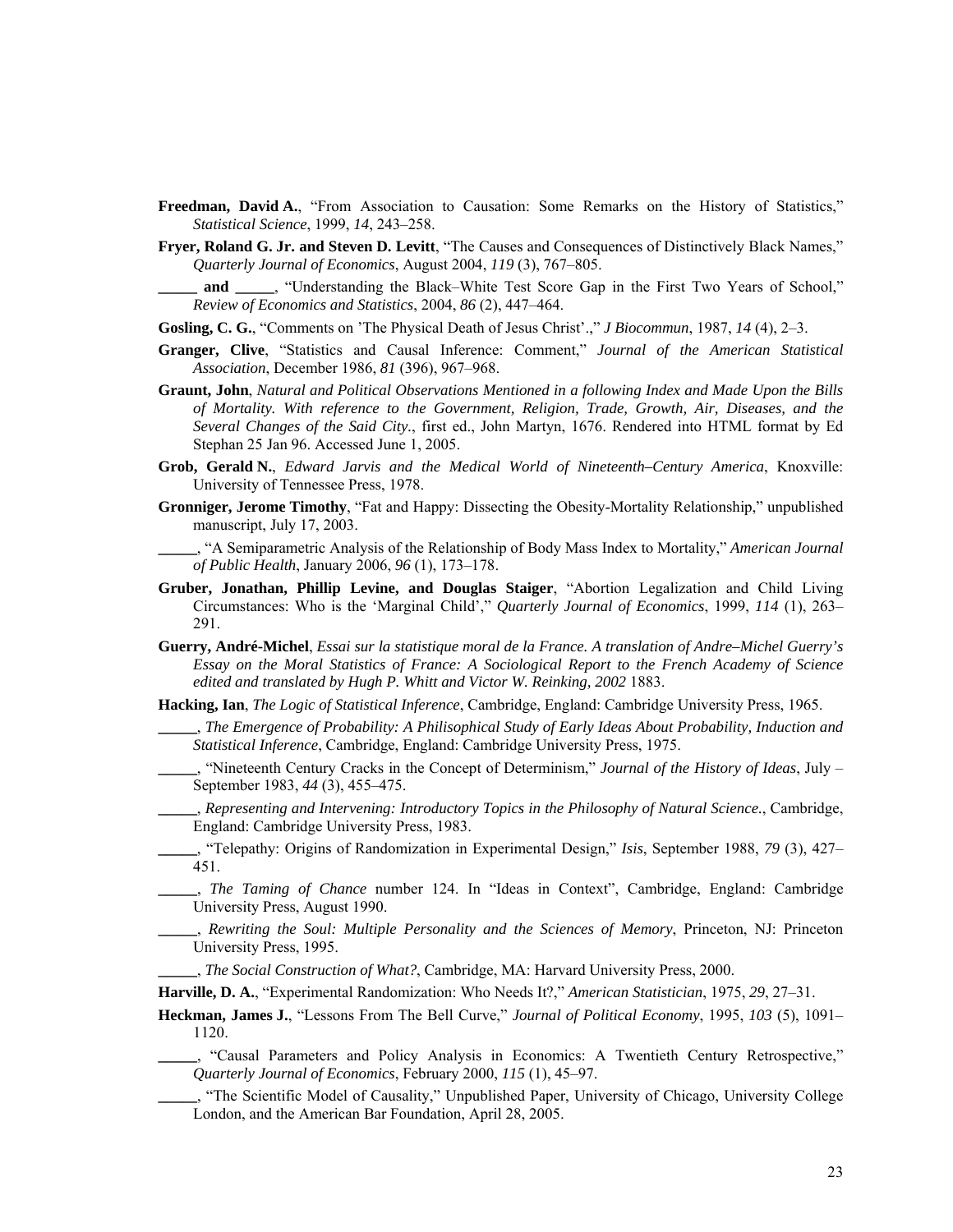**Freedman, David A.**, "From Association to Causation: Some Remarks on the History of Statistics," *Statistical Science*, 1999, *14*, 243–258.

**Fryer, Roland G. Jr. and Steven D. Levitt**, "The Causes and Consequences of Distinctively Black Names," *Quarterly Journal of Economics*, August 2004, *119* (3), 767–805.

**_____ and _____**, "Understanding the Black–White Test Score Gap in the First Two Years of School," *Review of Economics and Statistics*, 2004, *86* (2), 447–464.

**Gosling, C. G.**, "Comments on 'The Physical Death of Jesus Christ'.," *J Biocommun*, 1987, *14* (4), 2–3.

**Granger, Clive**, "Statistics and Causal Inference: Comment," *Journal of the American Statistical Association*, December 1986, *81* (396), 967–968.

**Graunt, John**, *Natural and Political Observations Mentioned in a following Index and Made Upon the Bills of Mortality. With reference to the Government, Religion, Trade, Growth, Air, Diseases, and the Several Changes of the Said City.*, first ed., John Martyn, 1676. Rendered into HTML format by Ed Stephan 25 Jan 96. Accessed June 1, 2005.

**Grob, Gerald N.**, *Edward Jarvis and the Medical World of Nineteenth–Century America*, Knoxville: University of Tennessee Press, 1978.

**Gronniger, Jerome Timothy**, "Fat and Happy: Dissecting the Obesity-Mortality Relationship," unpublished manuscript, July 17, 2003.

**_____**, "A Semiparametric Analysis of the Relationship of Body Mass Index to Mortality," *American Journal of Public Health*, January 2006, *96* (1), 173–178.

**Gruber, Jonathan, Phillip Levine, and Douglas Staiger**, "Abortion Legalization and Child Living Circumstances: Who is the 'Marginal Child'," *Quarterly Journal of Economics*, 1999, *114* (1), 263–291.

**Guerry, André-Michel**, *Essai sur la statistique moral de la France. A translation of Andre–Michel Guerry's Essay on the Moral Statistics of France: A Sociological Report to the French Academy of Science edited and translated by Hugh P. Whitt and Victor W. Reinking, 2002* 1883.

**Hacking, Ian**, *The Logic of Statistical Inference*, Cambridge, England: Cambridge University Press, 1965.

**_____**, *The Emergence of Probability: A Philisophical Study of Early Ideas About Probability, Induction and Statistical Inference*, Cambridge, England: Cambridge University Press, 1975.

**_____**, "Nineteenth Century Cracks in the Concept of Determinism," *Journal of the History of Ideas*, July – September 1983, *44* (3), 455–475.

**_____**, *Representing and Intervening: Introductory Topics in the Philosophy of Natural Science.*, Cambridge, England: Cambridge University Press, 1983.

**_____**, "Telepathy: Origins of Randomization in Experimental Design," *Isis*, September 1988, *79* (3), 427–451.

**_____**, *The Taming of Chance* number 124. In "Ideas in Context", Cambridge, England: Cambridge University Press, August 1990.

**_____**, *Rewriting the Soul: Multiple Personality and the Sciences of Memory*, Princeton, NJ: Princeton University Press, 1995.

**_____**, *The Social Construction of What?*, Cambridge, MA: Harvard University Press, 2000.

**Harville, D. A.**, "Experimental Randomization: Who Needs It?," *American Statistician*, 1975, *29*, 27–31.

**Heckman, James J.**, "Lessons From The Bell Curve," *Journal of Political Economy*, 1995, *103* (5), 1091–1120.

**_____**, "Causal Parameters and Policy Analysis in Economics: A Twentieth Century Retrospective," *Quarterly Journal of Economics*, February 2000, *115* (1), 45–97.

**_____**, "The Scientific Model of Causality," Unpublished Paper, University of Chicago, University College London, and the American Bar Foundation, April 28, 2005.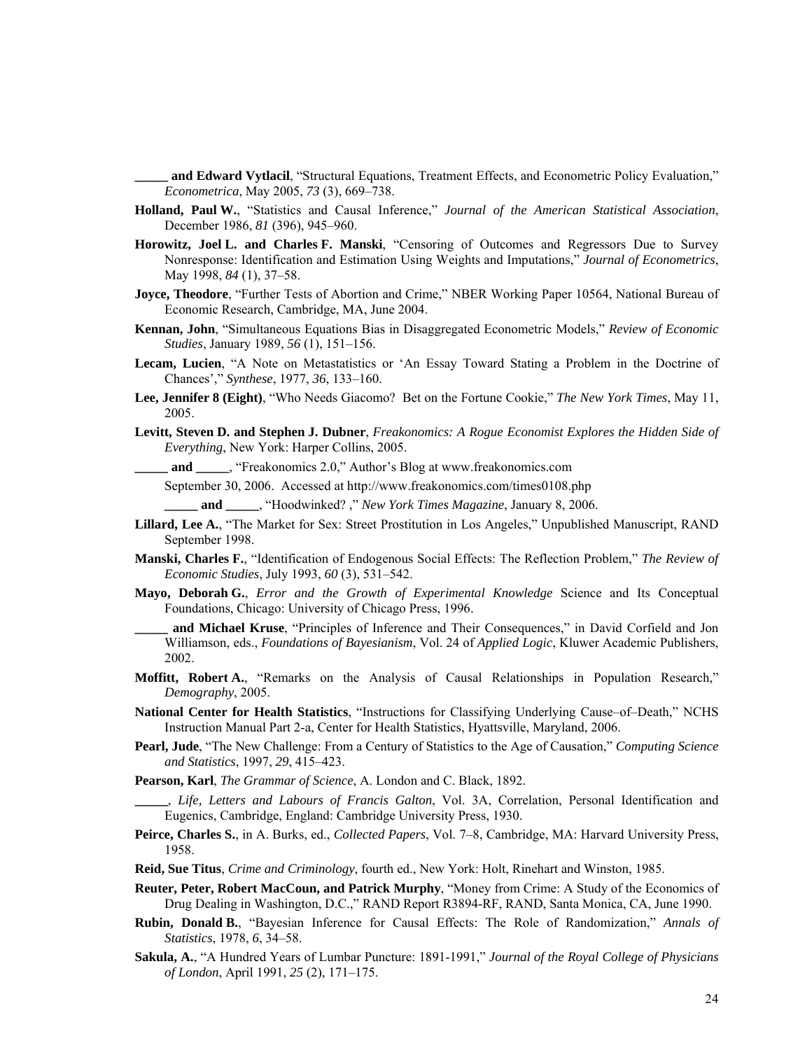**_____ and Edward Vytlacil**, "Structural Equations, Treatment Effects, and Econometric Policy Evaluation," *Econometrica*, May 2005, *73* (3), 669–738.

**Holland, Paul W.**, "Statistics and Causal Inference," *Journal of the American Statistical Association*, December 1986, *81* (396), 945–960.

**Horowitz, Joel L. and Charles F. Manski**, "Censoring of Outcomes and Regressors Due to Survey Nonresponse: Identification and Estimation Using Weights and Imputations," *Journal of Econometrics*, May 1998, *84* (1), 37–58.

**Joyce, Theodore**, "Further Tests of Abortion and Crime," NBER Working Paper 10564, National Bureau of Economic Research, Cambridge, MA, June 2004.

**Kennan, John**, "Simultaneous Equations Bias in Disaggregated Econometric Models," *Review of Economic Studies*, January 1989, *56* (1), 151–156.

**Lecam, Lucien**, "A Note on Metastatistics or 'An Essay Toward Stating a Problem in the Doctrine of Chances'," *Synthese*, 1977, *36*, 133–160.

**Lee, Jennifer 8 (Eight)**, "Who Needs Giacomo? Bet on the Fortune Cookie," *The New York Times*, May 11, 2005.

**Levitt, Steven D. and Stephen J. Dubner**, *Freakonomics: A Rogue Economist Explores the Hidden Side of Everything*, New York: Harper Collins, 2005.

**_____ and _____**, "Freakonomics 2.0," Author's Blog at www.freakonomics.com September 30, 2006. Accessed at http://www.freakonomics.com/times0108.php

**_____ and _____**, "Hoodwinked? ," *New York Times Magazine*, January 8, 2006.

**Lillard, Lee A.**, "The Market for Sex: Street Prostitution in Los Angeles," Unpublished Manuscript, RAND September 1998.

**Manski, Charles F.**, "Identification of Endogenous Social Effects: The Reflection Problem," *The Review of Economic Studies*, July 1993, *60* (3), 531–542.

**Mayo, Deborah G.**, *Error and the Growth of Experimental Knowledge* Science and Its Conceptual Foundations, Chicago: University of Chicago Press, 1996.

**_____ and Michael Kruse**, "Principles of Inference and Their Consequences," in David Corfield and Jon Williamson, eds., *Foundations of Bayesianism*, Vol. 24 of *Applied Logic*, Kluwer Academic Publishers, 2002.

**Moffitt, Robert A.**, "Remarks on the Analysis of Causal Relationships in Population Research," *Demography*, 2005.

**National Center for Health Statistics**, "Instructions for Classifying Underlying Cause–of–Death," NCHS Instruction Manual Part 2-a, Center for Health Statistics, Hyattsville, Maryland, 2006.

**Pearl, Jude**, "The New Challenge: From a Century of Statistics to the Age of Causation," *Computing Science and Statistics*, 1997, *29*, 415–423.

**Pearson, Karl**, *The Grammar of Science*, A. London and C. Black, 1892.

**_____**, *Life, Letters and Labours of Francis Galton*, Vol. 3A, Correlation, Personal Identification and Eugenics, Cambridge, England: Cambridge University Press, 1930.

**Peirce, Charles S.**, in A. Burks, ed., *Collected Papers*, Vol. 7–8, Cambridge, MA: Harvard University Press, 1958.

**Reid, Sue Titus**, *Crime and Criminology*, fourth ed., New York: Holt, Rinehart and Winston, 1985.

**Reuter, Peter, Robert MacCoun, and Patrick Murphy**, "Money from Crime: A Study of the Economics of Drug Dealing in Washington, D.C.," RAND Report R3894-RF, RAND, Santa Monica, CA, June 1990.

**Rubin, Donald B.**, "Bayesian Inference for Causal Effects: The Role of Randomization," *Annals of Statistics*, 1978, *6*, 34–58.

**Sakula, A.**, "A Hundred Years of Lumbar Puncture: 1891-1991," *Journal of the Royal College of Physicians of London*, April 1991, *25* (2), 171–175.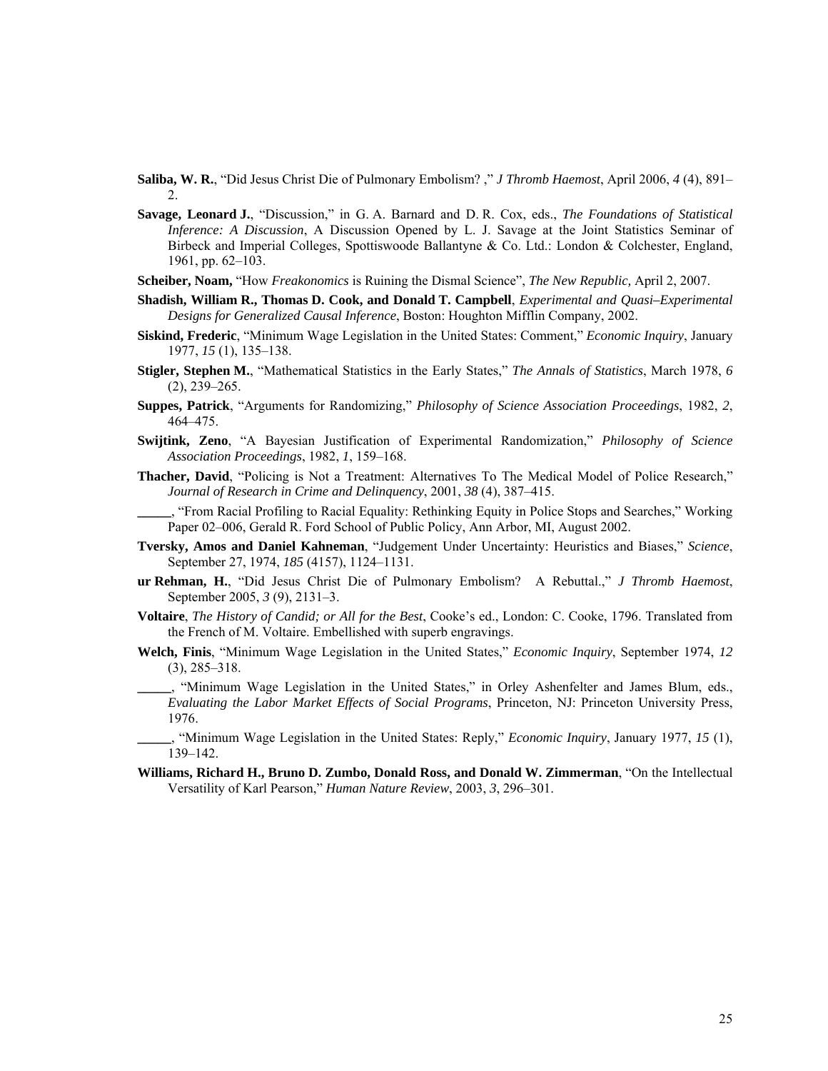**Saliba, W. R.**, "Did Jesus Christ Die of Pulmonary Embolism? ," *J Thromb Haemost*, April 2006, *4* (4), 891–2.

**Savage, Leonard J.**, "Discussion," in G. A. Barnard and D. R. Cox, eds., *The Foundations of Statistical Inference: A Discussion*, A Discussion Opened by L. J. Savage at the Joint Statistics Seminar of Birbeck and Imperial Colleges, Spottiswoode Ballantyne & Co. Ltd.: London & Colchester, England, 1961, pp. 62–103.

**Scheiber, Noam,** "How *Freakonomics* is Ruining the Dismal Science", *The New Republic*, April 2, 2007.

**Shadish, William R., Thomas D. Cook, and Donald T. Campbell**, *Experimental and Quasi–Experimental Designs for Generalized Causal Inference*, Boston: Houghton Mifflin Company, 2002.

**Siskind, Frederic**, "Minimum Wage Legislation in the United States: Comment," *Economic Inquiry*, January 1977, *15* (1), 135–138.

**Stigler, Stephen M.**, "Mathematical Statistics in the Early States," *The Annals of Statistics*, March 1978, *6* (2), 239–265.

**Suppes, Patrick**, "Arguments for Randomizing," *Philosophy of Science Association Proceedings*, 1982, *2*, 464–475.

**Swijtink, Zeno**, "A Bayesian Justification of Experimental Randomization," *Philosophy of Science Association Proceedings*, 1982, *1*, 159–168.

**Thacher, David**, "Policing is Not a Treatment: Alternatives To The Medical Model of Police Research," *Journal of Research in Crime and Delinquency*, 2001, *38* (4), 387–415.

**_____**, "From Racial Profiling to Racial Equality: Rethinking Equity in Police Stops and Searches," Working Paper 02–006, Gerald R. Ford School of Public Policy, Ann Arbor, MI, August 2002.

**Tversky, Amos and Daniel Kahneman**, "Judgement Under Uncertainty: Heuristics and Biases," *Science*, September 27, 1974, *185* (4157), 1124–1131.

**ur Rehman, H.**, "Did Jesus Christ Die of Pulmonary Embolism? A Rebuttal.," *J Thromb Haemost*, September 2005, *3* (9), 2131–3.

**Voltaire**, *The History of Candid; or All for the Best*, Cooke's ed., London: C. Cooke, 1796. Translated from the French of M. Voltaire. Embellished with superb engravings.

**Welch, Finis**, "Minimum Wage Legislation in the United States," *Economic Inquiry*, September 1974, *12* (3), 285–318.

**_____**, "Minimum Wage Legislation in the United States," in Orley Ashenfelter and James Blum, eds., *Evaluating the Labor Market Effects of Social Programs*, Princeton, NJ: Princeton University Press, 1976.

**_____**, "Minimum Wage Legislation in the United States: Reply," *Economic Inquiry*, January 1977, *15* (1), 139–142.

**Williams, Richard H., Bruno D. Zumbo, Donald Ross, and Donald W. Zimmerman**, "On the Intellectual Versatility of Karl Pearson," *Human Nature Review*, 2003, *3*, 296–301.